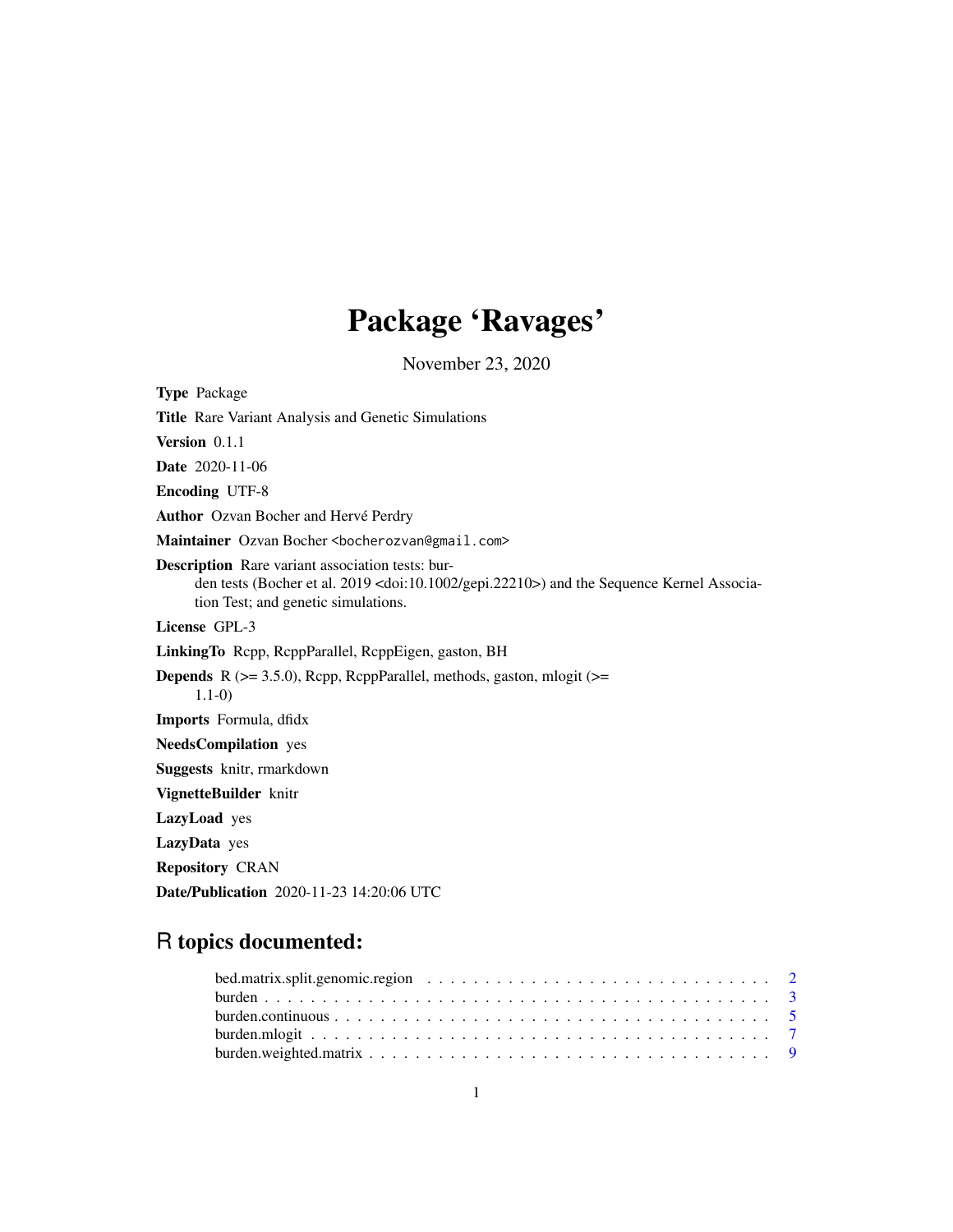# Package 'Ravages'

November 23, 2020

**Type** Package

**Title** Rare Variant Analysis and Genetic Simulations

**Version** 0.1.1

**Date** 2020-11-06

**Encoding** UTF-8

**Author** Ozvan Bocher and Hervé Perdry

**Maintainer** Ozvan Bocher <bocherozvan@gmail.com>

**Description** Rare variant association tests: burden tests (Bocher et al. 2019 <doi:10.1002/gepi.22210>) and the Sequence Kernel Association Test; and genetic simulations.

**License** GPL-3

**LinkingTo** Rcpp, RcppParallel, RcppEigen, gaston, BH

**Depends** R (>= 3.5.0), Rcpp, RcppParallel, methods, gaston, mlogit (>= 1.1-0)

**Imports** Formula, dfidx

**NeedsCompilation** yes

**Suggests** knitr, rmarkdown

**VignetteBuilder** knitr

**LazyLoad** yes

**LazyData** yes

**Repository** CRAN

**Date/Publication** 2020-11-23 14:20:06 UTC

## R topics documented:

bed.matrix.split.genomic.region . . . . . . . . . . . . . . . . . . . . . . . . . . . . . 2
burden . . . . . . . . . . . . . . . . . . . . . . . . . . . . . . . . . . . . . . . . . 3
burden.continuous . . . . . . . . . . . . . . . . . . . . . . . . . . . . . . . . . . . 5
burden.mlogit . . . . . . . . . . . . . . . . . . . . . . . . . . . . . . . . . . . . . 7
burden.weighted.matrix . . . . . . . . . . . . . . . . . . . . . . . . . . . . . . . . 9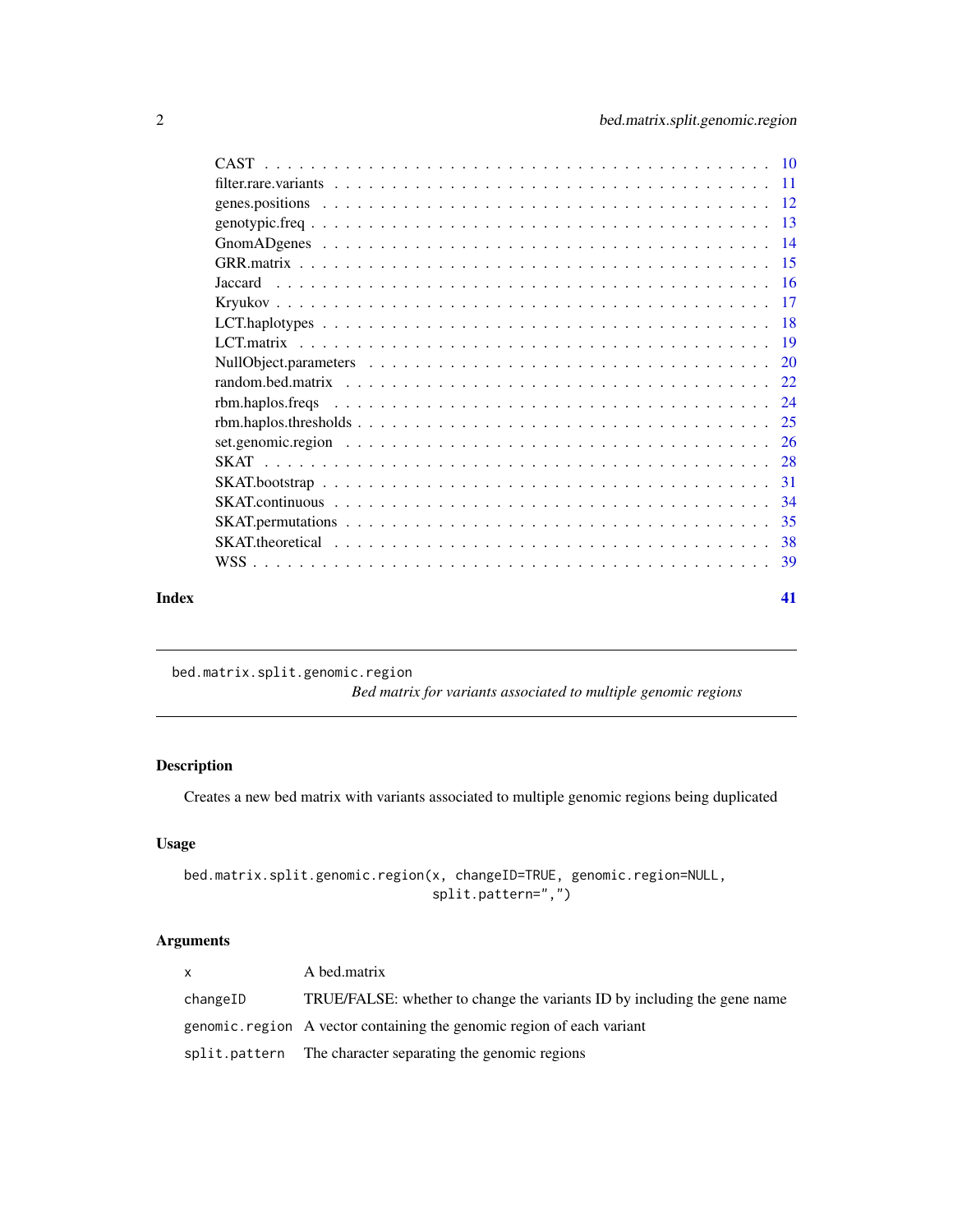| | |
|---|---|
| CAST | 10 |
| filter.rare.variants | 11 |
| genes.positions | 12 |
| genotypic.freq | 13 |
| GnomADgenes | 14 |
| GRR.matrix | 15 |
| Jaccard | 16 |
| Kryukov | 17 |
| LCT.haplotypes | 18 |
| LCT.matrix | 19 |
| NullObject.parameters | 20 |
| random.bed.matrix | 22 |
| rbm.haplos.freqs | 24 |
| rbm.haplos.thresholds | 25 |
| set.genomic.region | 26 |
| SKAT | 28 |
| SKAT.bootstrap | 31 |
| SKAT.continuous | 34 |
| SKAT.permutations | 35 |
| SKAT.theoretical | 38 |
| WSS | 39 |

**Index** **41**

---

`bed.matrix.split.genomic.region` *Bed matrix for variants associated to multiple genomic regions*

---

## Description

Creates a new bed matrix with variants associated to multiple genomic regions being duplicated

## Usage

```
bed.matrix.split.genomic.region(x, changeID=TRUE, genomic.region=NULL,
                                split.pattern=",")
```

## Arguments

| | |
|---|---|
| `x` | A bed.matrix |
| `changeID` | TRUE/FALSE: whether to change the variants ID by including the gene name |
| `genomic.region` | A vector containing the genomic region of each variant |
| `split.pattern` | The character separating the genomic regions |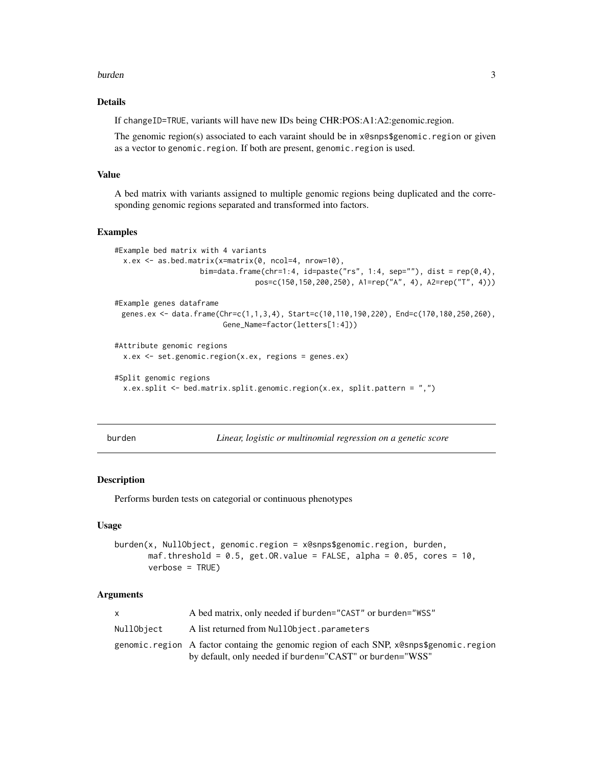## Details

If changeID=TRUE, variants will have new IDs being CHR:POS:A1:A2:genomic.region.

The genomic region(s) associated to each varaint should be in x@snps$genomic.region or given as a vector to genomic.region. If both are present, genomic.region is used.

## Value

A bed matrix with variants assigned to multiple genomic regions being duplicated and the corresponding genomic regions separated and transformed into factors.

## Examples

```
#Example bed matrix with 4 variants
  x.ex <- as.bed.matrix(x=matrix(0, ncol=4, nrow=10),
                  bim=data.frame(chr=1:4, id=paste("rs", 1:4, sep=""), dist = rep(0,4),
                             pos=c(150,150,200,250), A1=rep("A", 4), A2=rep("T", 4)))

#Example genes dataframe
  genes.ex <- data.frame(Chr=c(1,1,3,4), Start=c(10,110,190,220), End=c(170,180,250,260),
                       Gene_Name=factor(letters[1:4]))

#Attribute genomic regions
  x.ex <- set.genomic.region(x.ex, regions = genes.ex)

#Split genomic regions
  x.ex.split <- bed.matrix.split.genomic.region(x.ex, split.pattern = ",")
```

---

# burden — *Linear, logistic or multinomial regression on a genetic score*

## Description

Performs burden tests on categorial or continuous phenotypes

## Usage

```
burden(x, NullObject, genomic.region = x@snps$genomic.region, burden,
       maf.threshold = 0.5, get.OR.value = FALSE, alpha = 0.05, cores = 10,
       verbose = TRUE)
```

## Arguments

| | |
|---|---|
| x | A bed matrix, only needed if burden="CAST" or burden="WSS" |
| NullObject | A list returned from NullObject.parameters |
| genomic.region | A factor containg the genomic region of each SNP, x@snps$genomic.region by default, only needed if burden="CAST" or burden="WSS" |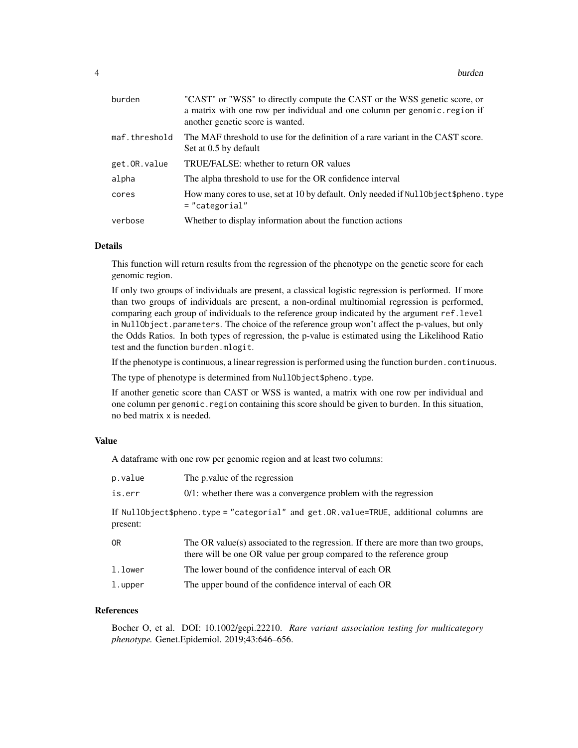| | |
|---|---|
| `burden` | "CAST" or "WSS" to directly compute the CAST or the WSS genetic score, or a matrix with one row per individual and one column per `genomic.region` if another genetic score is wanted. |
| `maf.threshold` | The MAF threshold to use for the definition of a rare variant in the CAST score. Set at 0.5 by default |
| `get.OR.value` | TRUE/FALSE: whether to return OR values |
| `alpha` | The alpha threshold to use for the OR confidence interval |
| `cores` | How many cores to use, set at 10 by default. Only needed if `NullObject$pheno.type = "categorial"` |
| `verbose` | Whether to display information about the function actions |

### Details

This function will return results from the regression of the phenotype on the genetic score for each genomic region.

If only two groups of individuals are present, a classical logistic regression is performed. If more than two groups of individuals are present, a non-ordinal multinomial regression is performed, comparing each group of individuals to the reference group indicated by the argument `ref.level` in `NullObject.parameters`. The choice of the reference group won't affect the p-values, but only the Odds Ratios. In both types of regression, the p-value is estimated using the Likelihood Ratio test and the function `burden.mlogit`.

If the phenotype is continuous, a linear regression is performed using the function `burden.continuous`.

The type of phenotype is determined from `NullObject$pheno.type`.

If another genetic score than CAST or WSS is wanted, a matrix with one row per individual and one column per `genomic.region` containing this score should be given to `burden`. In this situation, no bed matrix `x` is needed.

### Value

A dataframe with one row per genomic region and at least two columns:

| | |
|---|---|
| `p.value` | The p.value of the regression |
| `is.err` | 0/1: whether there was a convergence problem with the regression |

If `NullObject$pheno.type = "categorial"` and `get.OR.value=TRUE`, additional columns are present:

| | |
|---|---|
| `OR` | The OR value(s) associated to the regression. If there are more than two groups, there will be one OR value per group compared to the reference group |
| `l.lower` | The lower bound of the confidence interval of each OR |
| `l.upper` | The upper bound of the confidence interval of each OR |

### References

Bocher O, et al. DOI: 10.1002/gepi.22210. *Rare variant association testing for multicategory phenotype.* Genet.Epidemiol. 2019;43:646–656.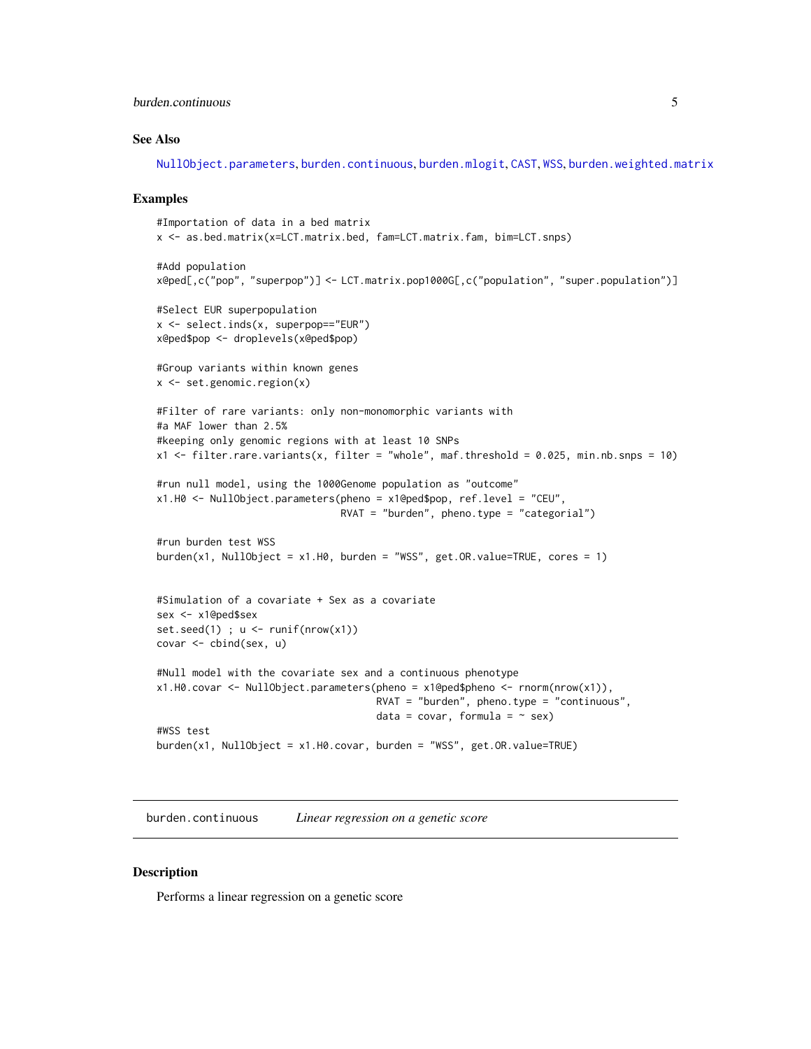### See Also

NullObject.parameters, burden.continuous, burden.mlogit, CAST, WSS, burden.weighted.matrix

### Examples

```
#Importation of data in a bed matrix
x <- as.bed.matrix(x=LCT.matrix.bed, fam=LCT.matrix.fam, bim=LCT.snps)

#Add population
x@ped[,c("pop", "superpop")] <- LCT.matrix.pop1000G[,c("population", "super.population")]

#Select EUR superpopulation
x <- select.inds(x, superpop=="EUR")
x@ped$pop <- droplevels(x@ped$pop)

#Group variants within known genes
x <- set.genomic.region(x)

#Filter of rare variants: only non-monomorphic variants with
#a MAF lower than 2.5%
#keeping only genomic regions with at least 10 SNPs
x1 <- filter.rare.variants(x, filter = "whole", maf.threshold = 0.025, min.nb.snps = 10)

#run null model, using the 1000Genome population as "outcome"
x1.H0 <- NullObject.parameters(pheno = x1@ped$pop, ref.level = "CEU",
                               RVAT = "burden", pheno.type = "categorial")

#run burden test WSS
burden(x1, NullObject = x1.H0, burden = "WSS", get.OR.value=TRUE, cores = 1)


#Simulation of a covariate + Sex as a covariate
sex <- x1@ped$sex
set.seed(1) ; u <- runif(nrow(x1))
covar <- cbind(sex, u)

#Null model with the covariate sex and a continuous phenotype
x1.H0.covar <- NullObject.parameters(pheno = x1@ped$pheno <- rnorm(nrow(x1)),
                                     RVAT = "burden", pheno.type = "continuous",
                                     data = covar, formula = ~ sex)
#WSS test
burden(x1, NullObject = x1.H0.covar, burden = "WSS", get.OR.value=TRUE)
```

---

## burden.continuous *Linear regression on a genetic score*

### Description

Performs a linear regression on a genetic score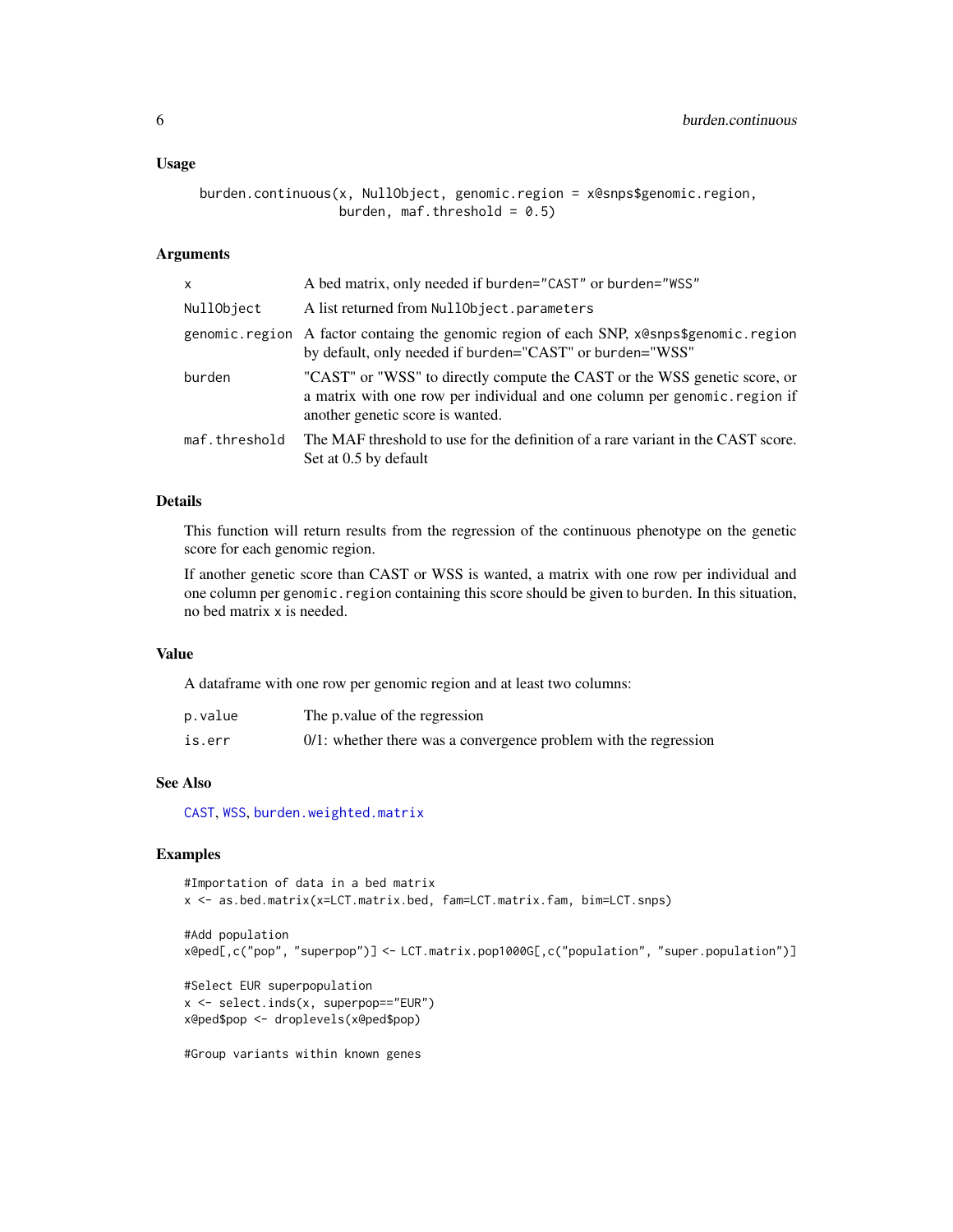### Usage

```
burden.continuous(x, NullObject, genomic.region = x@snps$genomic.region,
                  burden, maf.threshold = 0.5)
```

### Arguments

| | |
|---|---|
| x | A bed matrix, only needed if burden="CAST" or burden="WSS" |
| NullObject | A list returned from NullObject.parameters |
| genomic.region | A factor containg the genomic region of each SNP, x@snps$genomic.region by default, only needed if burden="CAST" or burden="WSS" |
| burden | "CAST" or "WSS" to directly compute the CAST or the WSS genetic score, or a matrix with one row per individual and one column per genomic.region if another genetic score is wanted. |
| maf.threshold | The MAF threshold to use for the definition of a rare variant in the CAST score. Set at 0.5 by default |

### Details

This function will return results from the regression of the continuous phenotype on the genetic score for each genomic region.

If another genetic score than CAST or WSS is wanted, a matrix with one row per individual and one column per genomic.region containing this score should be given to burden. In this situation, no bed matrix x is needed.

### Value

A dataframe with one row per genomic region and at least two columns:

| | |
|---|---|
| p.value | The p.value of the regression |
| is.err | 0/1: whether there was a convergence problem with the regression |

### See Also

CAST, WSS, burden.weighted.matrix

### Examples

```
#Importation of data in a bed matrix
x <- as.bed.matrix(x=LCT.matrix.bed, fam=LCT.matrix.fam, bim=LCT.snps)

#Add population
x@ped[,c("pop", "superpop")] <- LCT.matrix.pop1000G[,c("population", "super.population")]

#Select EUR superpopulation
x <- select.inds(x, superpop=="EUR")
x@ped$pop <- droplevels(x@ped$pop)

#Group variants within known genes
```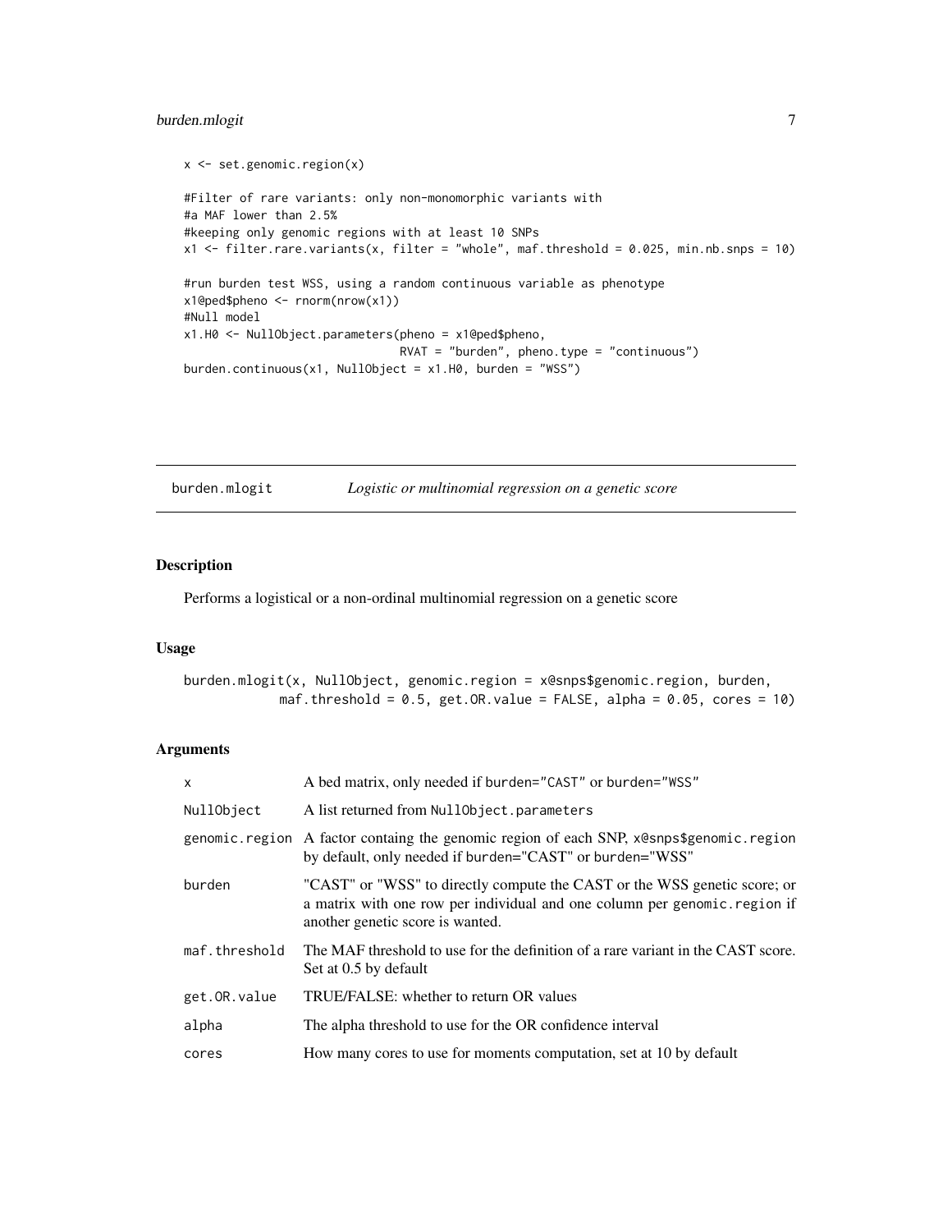```
x <- set.genomic.region(x)

#Filter of rare variants: only non-monomorphic variants with
#a MAF lower than 2.5%
#keeping only genomic regions with at least 10 SNPs
x1 <- filter.rare.variants(x, filter = "whole", maf.threshold = 0.025, min.nb.snps = 10)

#run burden test WSS, using a random continuous variable as phenotype
x1@ped$pheno <- rnorm(nrow(x1))
#Null model
x1.H0 <- NullObject.parameters(pheno = x1@ped$pheno,
                              RVAT = "burden", pheno.type = "continuous")
burden.continuous(x1, NullObject = x1.H0, burden = "WSS")
```

---

## burden.mlogit — *Logistic or multinomial regression on a genetic score*

### Description

Performs a logistical or a non-ordinal multinomial regression on a genetic score

### Usage

```
burden.mlogit(x, NullObject, genomic.region = x@snps$genomic.region, burden,
            maf.threshold = 0.5, get.OR.value = FALSE, alpha = 0.05, cores = 10)
```

### Arguments

| Argument | Description |
|---|---|
| `x` | A bed matrix, only needed if `burden="CAST"` or `burden="WSS"` |
| `NullObject` | A list returned from `NullObject.parameters` |
| `genomic.region` | A factor containg the genomic region of each SNP, `x@snps$genomic.region` by default, only needed if burden="CAST" or burden="WSS" |
| `burden` | "CAST" or "WSS" to directly compute the CAST or the WSS genetic score; or a matrix with one row per individual and one column per `genomic.region` if another genetic score is wanted. |
| `maf.threshold` | The MAF threshold to use for the definition of a rare variant in the CAST score. Set at 0.5 by default |
| `get.OR.value` | TRUE/FALSE: whether to return OR values |
| `alpha` | The alpha threshold to use for the OR confidence interval |
| `cores` | How many cores to use for moments computation, set at 10 by default |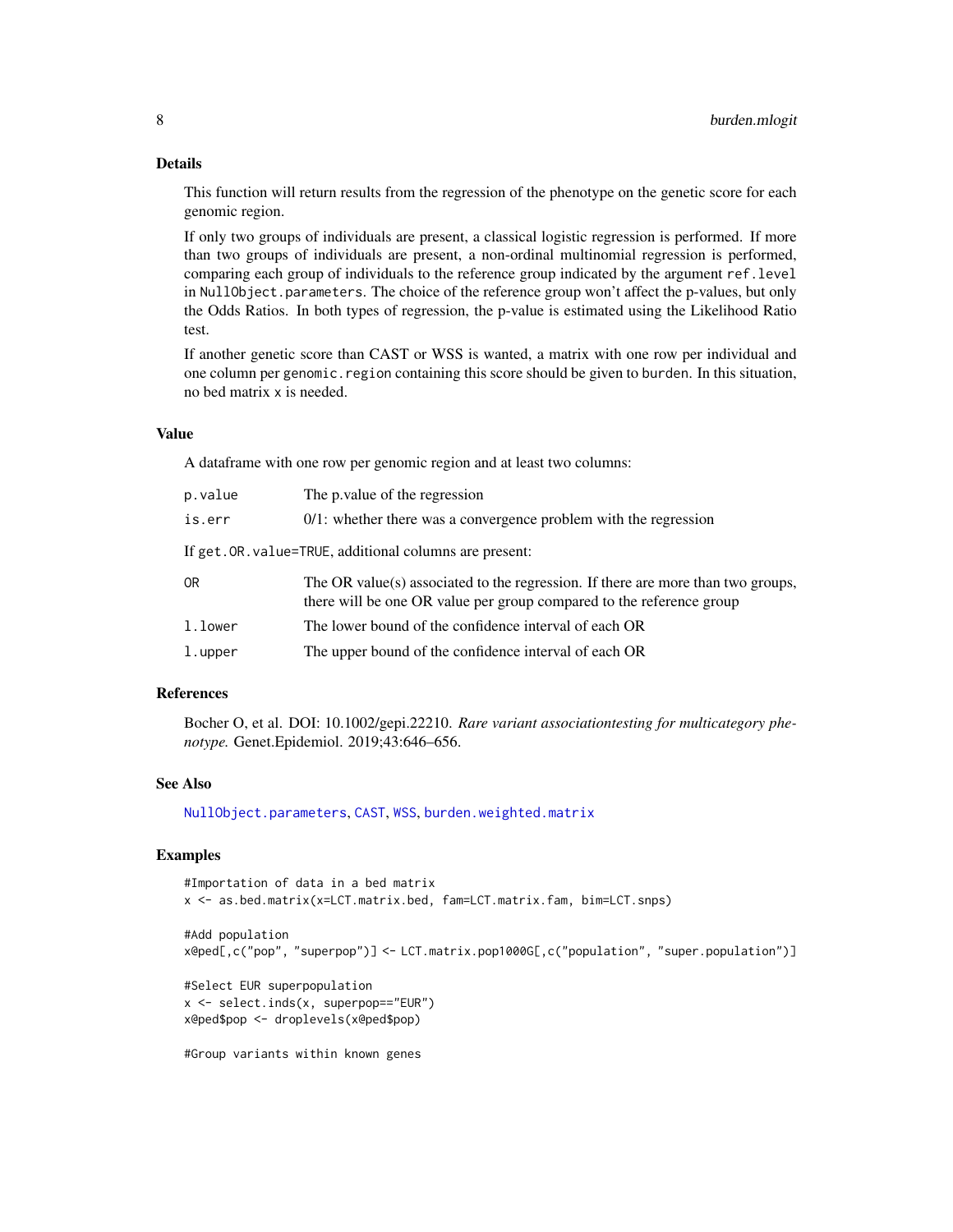### Details

This function will return results from the regression of the phenotype on the genetic score for each genomic region.

If only two groups of individuals are present, a classical logistic regression is performed. If more than two groups of individuals are present, a non-ordinal multinomial regression is performed, comparing each group of individuals to the reference group indicated by the argument `ref.level` in `NullObject.parameters`. The choice of the reference group won't affect the p-values, but only the Odds Ratios. In both types of regression, the p-value is estimated using the Likelihood Ratio test.

If another genetic score than CAST or WSS is wanted, a matrix with one row per individual and one column per `genomic.region` containing this score should be given to `burden`. In this situation, no bed matrix `x` is needed.

### Value

A dataframe with one row per genomic region and at least two columns:

| | |
|---|---|
| `p.value` | The p.value of the regression |
| `is.err` | 0/1: whether there was a convergence problem with the regression |

If `get.OR.value=TRUE`, additional columns are present:

| | |
|---|---|
| `OR` | The OR value(s) associated to the regression. If there are more than two groups, there will be one OR value per group compared to the reference group |
| `l.lower` | The lower bound of the confidence interval of each OR |
| `l.upper` | The upper bound of the confidence interval of each OR |

### References

Bocher O, et al. DOI: 10.1002/gepi.22210. *Rare variant associationtesting for multicategory phenotype.* Genet.Epidemiol. 2019;43:646–656.

### See Also

`NullObject.parameters`, `CAST`, `WSS`, `burden.weighted.matrix`

### Examples

```
#Importation of data in a bed matrix
x <- as.bed.matrix(x=LCT.matrix.bed, fam=LCT.matrix.fam, bim=LCT.snps)

#Add population
x@ped[,c("pop", "superpop")] <- LCT.matrix.pop1000G[,c("population", "super.population")]

#Select EUR superpopulation
x <- select.inds(x, superpop=="EUR")
x@ped$pop <- droplevels(x@ped$pop)

#Group variants within known genes
```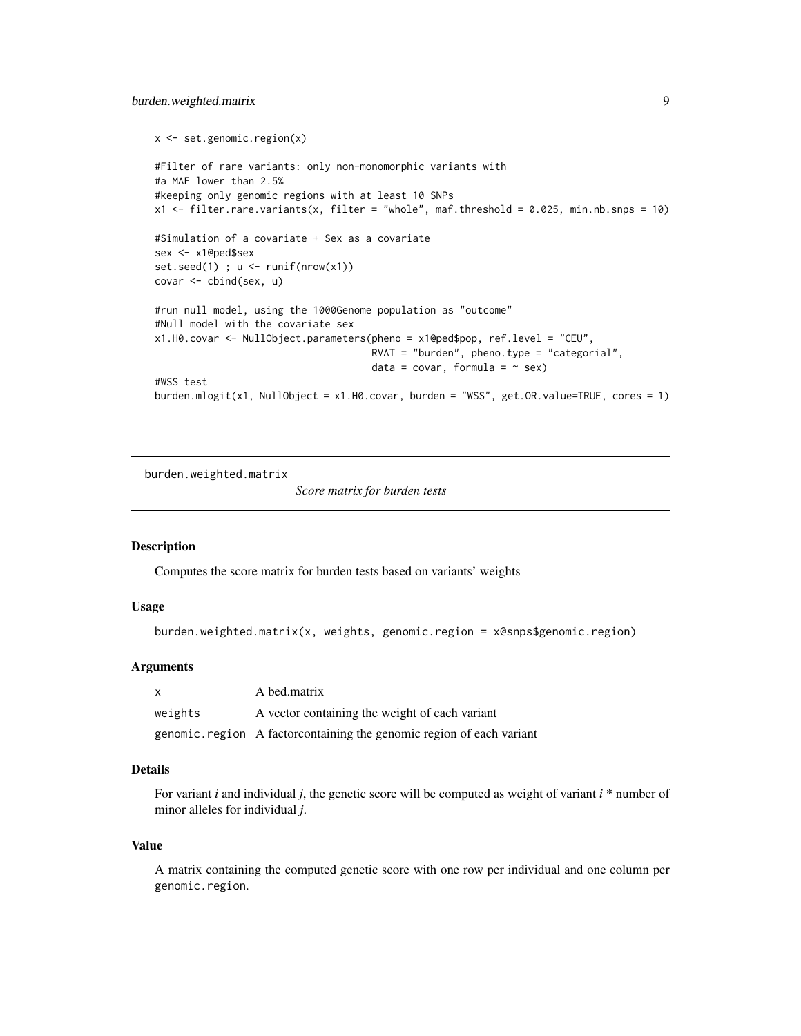```
x <- set.genomic.region(x)

#Filter of rare variants: only non-monomorphic variants with
#a MAF lower than 2.5%
#keeping only genomic regions with at least 10 SNPs
x1 <- filter.rare.variants(x, filter = "whole", maf.threshold = 0.025, min.nb.snps = 10)

#Simulation of a covariate + Sex as a covariate
sex <- x1@ped$sex
set.seed(1) ; u <- runif(nrow(x1))
covar <- cbind(sex, u)

#run null model, using the 1000Genome population as "outcome"
#Null model with the covariate sex
x1.H0.covar <- NullObject.parameters(pheno = x1@ped$pop, ref.level = "CEU",
                                     RVAT = "burden", pheno.type = "categorial",
                                     data = covar, formula = ~ sex)
#WSS test
burden.mlogit(x1, NullObject = x1.H0.covar, burden = "WSS", get.OR.value=TRUE, cores = 1)
```

---

## burden.weighted.matrix

*Score matrix for burden tests*

### Description

Computes the score matrix for burden tests based on variants' weights

### Usage

```
burden.weighted.matrix(x, weights, genomic.region = x@snps$genomic.region)
```

### Arguments

| | |
|---|---|
| `x` | A bed.matrix |
| `weights` | A vector containing the weight of each variant |
| `genomic.region` | A factorcontaining the genomic region of each variant |

### Details

For variant *i* and individual *j*, the genetic score will be computed as weight of variant *i* * number of minor alleles for individual *j*.

### Value

A matrix containing the computed genetic score with one row per individual and one column per `genomic.region`.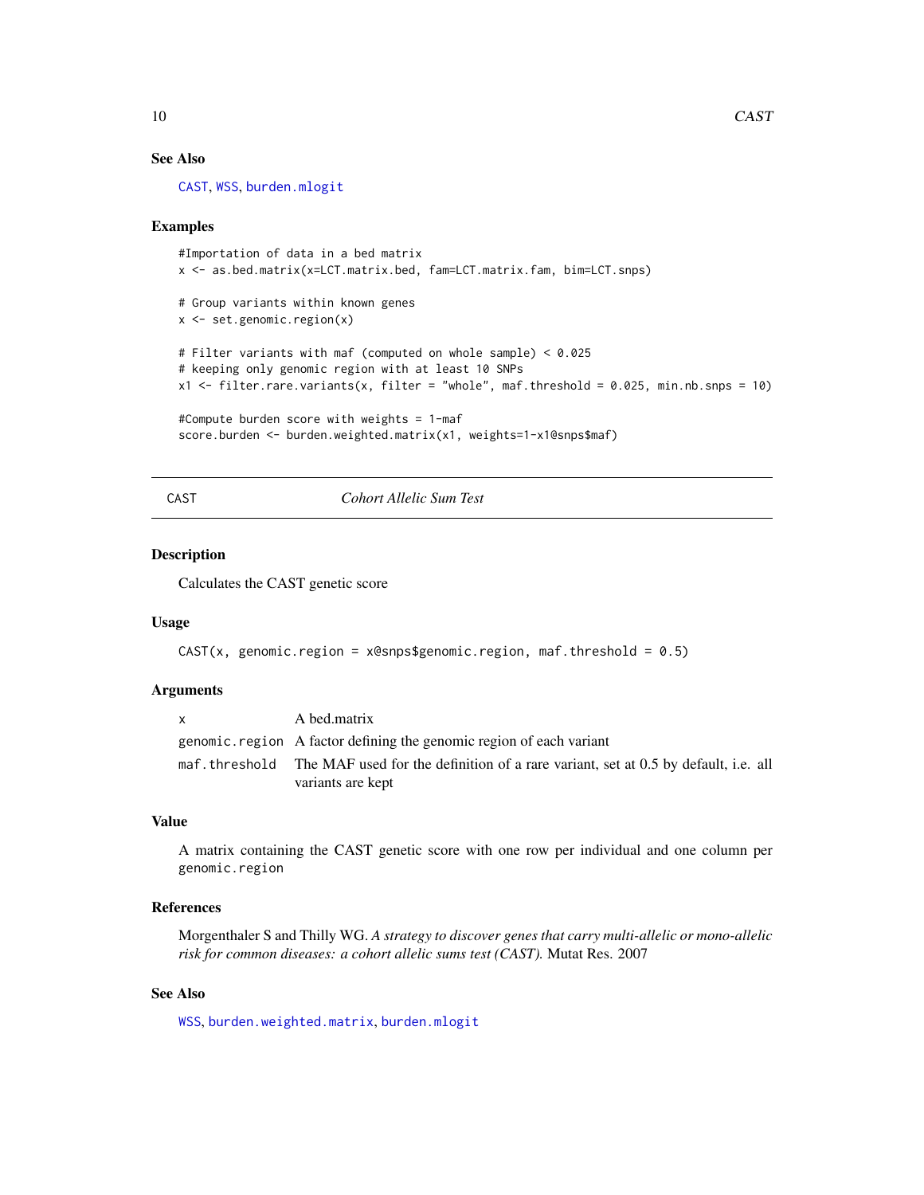### See Also

CAST, WSS, burden.mlogit

### Examples

```
#Importation of data in a bed matrix
x <- as.bed.matrix(x=LCT.matrix.bed, fam=LCT.matrix.fam, bim=LCT.snps)

# Group variants within known genes
x <- set.genomic.region(x)

# Filter variants with maf (computed on whole sample) < 0.025
# keeping only genomic region with at least 10 SNPs
x1 <- filter.rare.variants(x, filter = "whole", maf.threshold = 0.025, min.nb.snps = 10)

#Compute burden score with weights = 1-maf
score.burden <- burden.weighted.matrix(x1, weights=1-x1@snps$maf)
```

---

## CAST — *Cohort Allelic Sum Test*

---

### Description

Calculates the CAST genetic score

### Usage

```
CAST(x, genomic.region = x@snps$genomic.region, maf.threshold = 0.5)
```

### Arguments

| | |
|---|---|
| x | A bed.matrix |
| genomic.region | A factor defining the genomic region of each variant |
| maf.threshold | The MAF used for the definition of a rare variant, set at 0.5 by default, i.e. all variants are kept |

### Value

A matrix containing the CAST genetic score with one row per individual and one column per genomic.region

### References

Morgenthaler S and Thilly WG. *A strategy to discover genes that carry multi-allelic or mono-allelic risk for common diseases: a cohort allelic sums test (CAST).* Mutat Res. 2007

### See Also

WSS, burden.weighted.matrix, burden.mlogit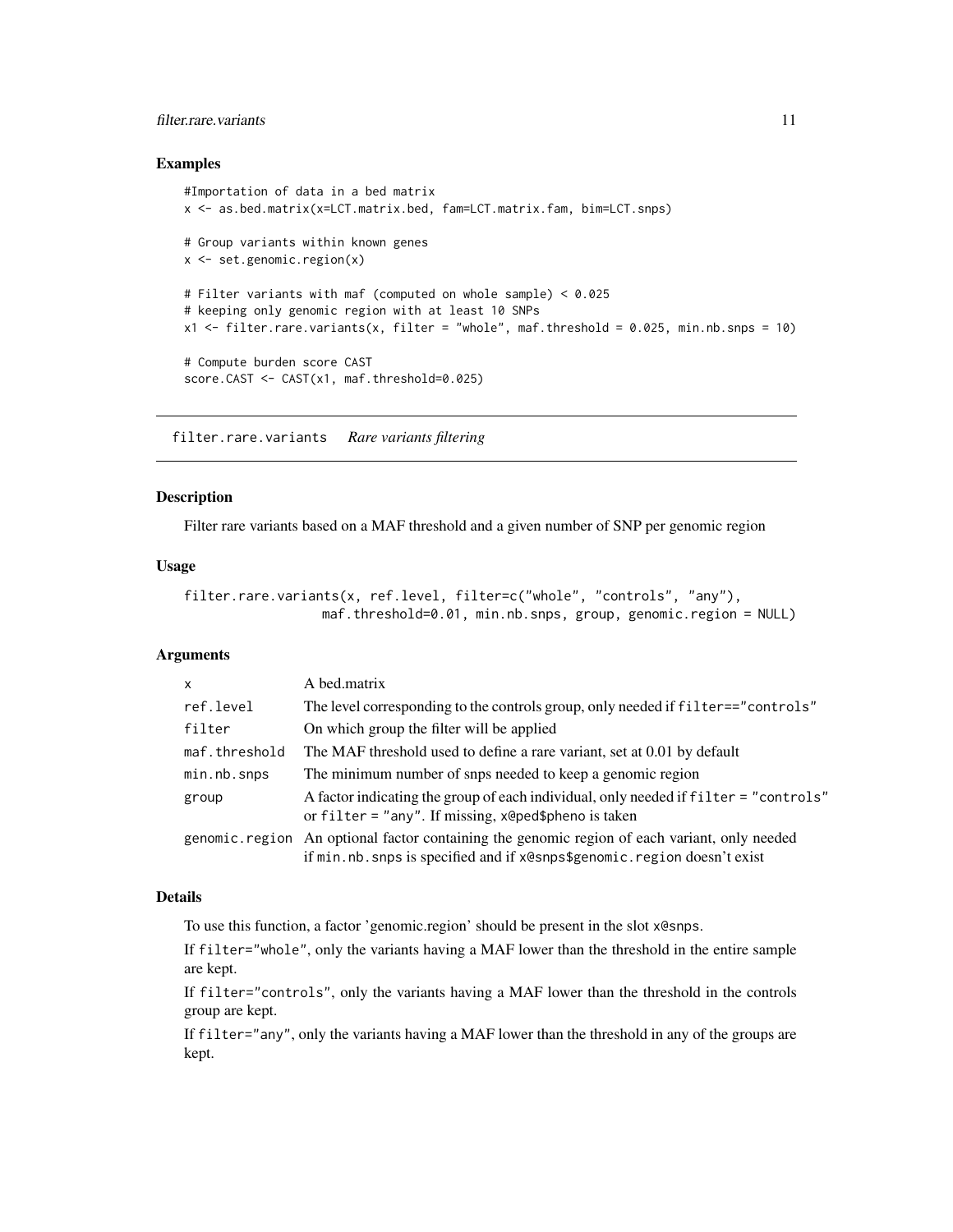## Examples

```
#Importation of data in a bed matrix
x <- as.bed.matrix(x=LCT.matrix.bed, fam=LCT.matrix.fam, bim=LCT.snps)

# Group variants within known genes
x <- set.genomic.region(x)

# Filter variants with maf (computed on whole sample) < 0.025
# keeping only genomic region with at least 10 SNPs
x1 <- filter.rare.variants(x, filter = "whole", maf.threshold = 0.025, min.nb.snps = 10)

# Compute burden score CAST
score.CAST <- CAST(x1, maf.threshold=0.025)
```

---

# filter.rare.variants    *Rare variants filtering*

---

## Description

Filter rare variants based on a MAF threshold and a given number of SNP per genomic region

## Usage

```
filter.rare.variants(x, ref.level, filter=c("whole", "controls", "any"),
                  maf.threshold=0.01, min.nb.snps, group, genomic.region = NULL)
```

## Arguments

| | |
|---|---|
| `x` | A bed.matrix |
| `ref.level` | The level corresponding to the controls group, only needed if `filter=="controls"` |
| `filter` | On which group the filter will be applied |
| `maf.threshold` | The MAF threshold used to define a rare variant, set at 0.01 by default |
| `min.nb.snps` | The minimum number of snps needed to keep a genomic region |
| `group` | A factor indicating the group of each individual, only needed if `filter = "controls"` or `filter = "any"`. If missing, `x@ped$pheno` is taken |
| `genomic.region` | An optional factor containing the genomic region of each variant, only needed if `min.nb.snps` is specified and if `x@snps$genomic.region` doesn't exist |

## Details

To use this function, a factor 'genomic.region' should be present in the slot `x@snps`.

If `filter="whole"`, only the variants having a MAF lower than the threshold in the entire sample are kept.

If `filter="controls"`, only the variants having a MAF lower than the threshold in the controls group are kept.

If `filter="any"`, only the variants having a MAF lower than the threshold in any of the groups are kept.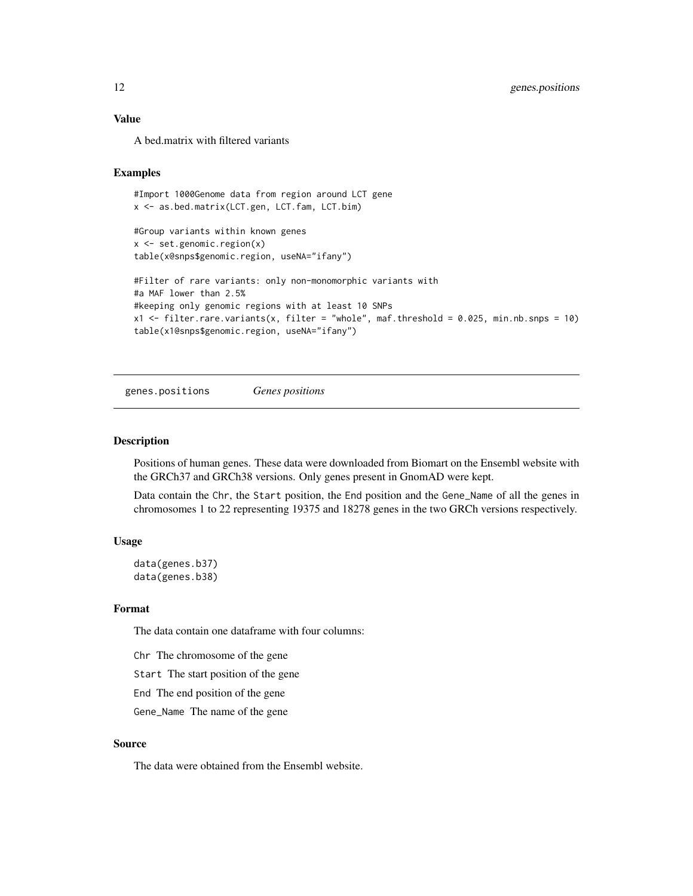### Value

A bed.matrix with filtered variants

### Examples

```
#Import 1000Genome data from region around LCT gene
x <- as.bed.matrix(LCT.gen, LCT.fam, LCT.bim)

#Group variants within known genes
x <- set.genomic.region(x)
table(x@snps$genomic.region, useNA="ifany")

#Filter of rare variants: only non-monomorphic variants with
#a MAF lower than 2.5%
#keeping only genomic regions with at least 10 SNPs
x1 <- filter.rare.variants(x, filter = "whole", maf.threshold = 0.025, min.nb.snps = 10)
table(x1@snps$genomic.region, useNA="ifany")
```

---

## genes.positions *Genes positions*

---

### Description

Positions of human genes. These data were downloaded from Biomart on the Ensembl website with the GRCh37 and GRCh38 versions. Only genes present in GnomAD were kept.

Data contain the Chr, the Start position, the End position and the Gene_Name of all the genes in chromosomes 1 to 22 representing 19375 and 18278 genes in the two GRCh versions respectively.

### Usage

```
data(genes.b37)
data(genes.b38)
```

### Format

The data contain one dataframe with four columns:

- Chr The chromosome of the gene
- Start The start position of the gene
- End The end position of the gene
- Gene_Name The name of the gene

### Source

The data were obtained from the Ensembl website.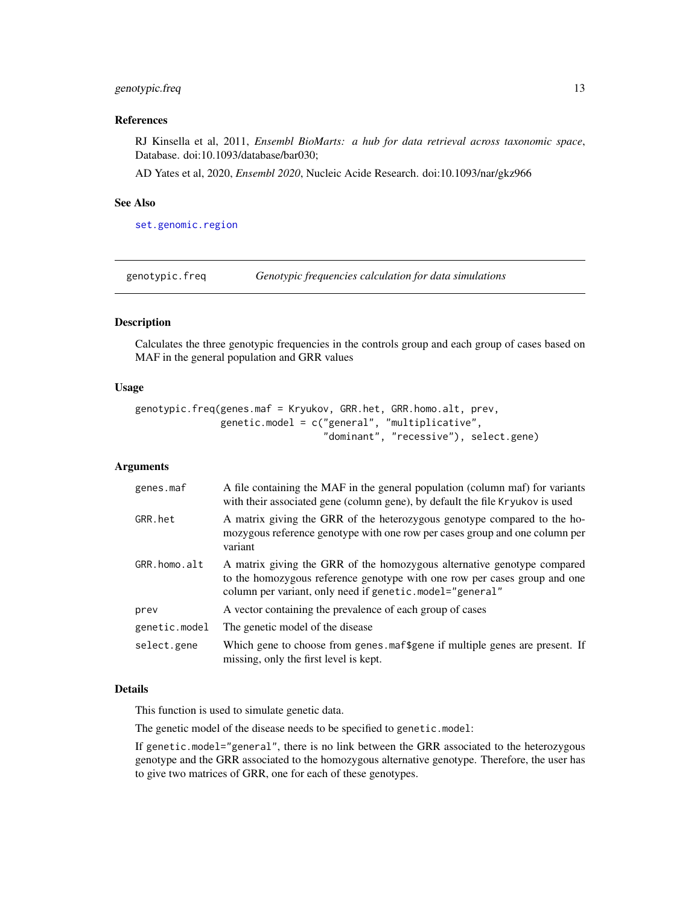## References

RJ Kinsella et al, 2011, *Ensembl BioMarts: a hub for data retrieval across taxonomic space*, Database. doi:10.1093/database/bar030;

AD Yates et al, 2020, *Ensembl 2020*, Nucleic Acide Research. doi:10.1093/nar/gkz966

## See Also

set.genomic.region

---

# genotypic.freq — *Genotypic frequencies calculation for data simulations*

## Description

Calculates the three genotypic frequencies in the controls group and each group of cases based on MAF in the general population and GRR values

## Usage

```
genotypic.freq(genes.maf = Kryukov, GRR.het, GRR.homo.alt, prev,
               genetic.model = c("general", "multiplicative",
                                 "dominant", "recessive"), select.gene)
```

## Arguments

| | |
|---|---|
| genes.maf | A file containing the MAF in the general population (column maf) for variants with their associated gene (column gene), by default the file Kryukov is used |
| GRR.het | A matrix giving the GRR of the heterozygous genotype compared to the homozygous reference genotype with one row per cases group and one column per variant |
| GRR.homo.alt | A matrix giving the GRR of the homozygous alternative genotype compared to the homozygous reference genotype with one row per cases group and one column per variant, only need if genetic.model="general" |
| prev | A vector containing the prevalence of each group of cases |
| genetic.model | The genetic model of the disease |
| select.gene | Which gene to choose from genes.maf$gene if multiple genes are present. If missing, only the first level is kept. |

## Details

This function is used to simulate genetic data.

The genetic model of the disease needs to be specified to genetic.model:

If genetic.model="general", there is no link between the GRR associated to the heterozygous genotype and the GRR associated to the homozygous alternative genotype. Therefore, the user has to give two matrices of GRR, one for each of these genotypes.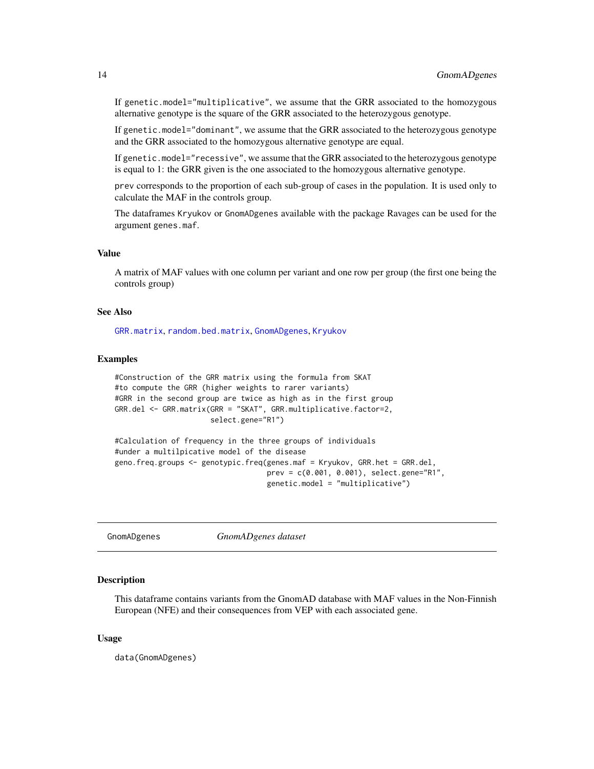If `genetic.model="multiplicative"`, we assume that the GRR associated to the homozygous alternative genotype is the square of the GRR associated to the heterozygous genotype.

If `genetic.model="dominant"`, we assume that the GRR associated to the heterozygous genotype and the GRR associated to the homozygous alternative genotype are equal.

If `genetic.model="recessive"`, we assume that the GRR associated to the heterozygous genotype is equal to 1: the GRR given is the one associated to the homozygous alternative genotype.

`prev` corresponds to the proportion of each sub-group of cases in the population. It is used only to calculate the MAF in the controls group.

The dataframes `Kryukov` or `GnomADgenes` available with the package Ravages can be used for the argument `genes.maf`.

### Value

A matrix of MAF values with one column per variant and one row per group (the first one being the controls group)

### See Also

`GRR.matrix`, `random.bed.matrix`, `GnomADgenes`, `Kryukov`

### Examples

```
#Construction of the GRR matrix using the formula from SKAT
#to compute the GRR (higher weights to rarer variants)
#GRR in the second group are twice as high as in the first group
GRR.del <- GRR.matrix(GRR = "SKAT", GRR.multiplicative.factor=2,
                      select.gene="R1")

#Calculation of frequency in the three groups of individuals
#under a multilpicative model of the disease
geno.freq.groups <- genotypic.freq(genes.maf = Kryukov, GRR.het = GRR.del,
                                   prev = c(0.001, 0.001), select.gene="R1",
                                   genetic.model = "multiplicative")
```

---

## GnomADgenes — *GnomADgenes dataset*

### Description

This dataframe contains variants from the GnomAD database with MAF values in the Non-Finnish European (NFE) and their consequences from VEP with each associated gene.

### Usage

```
data(GnomADgenes)
```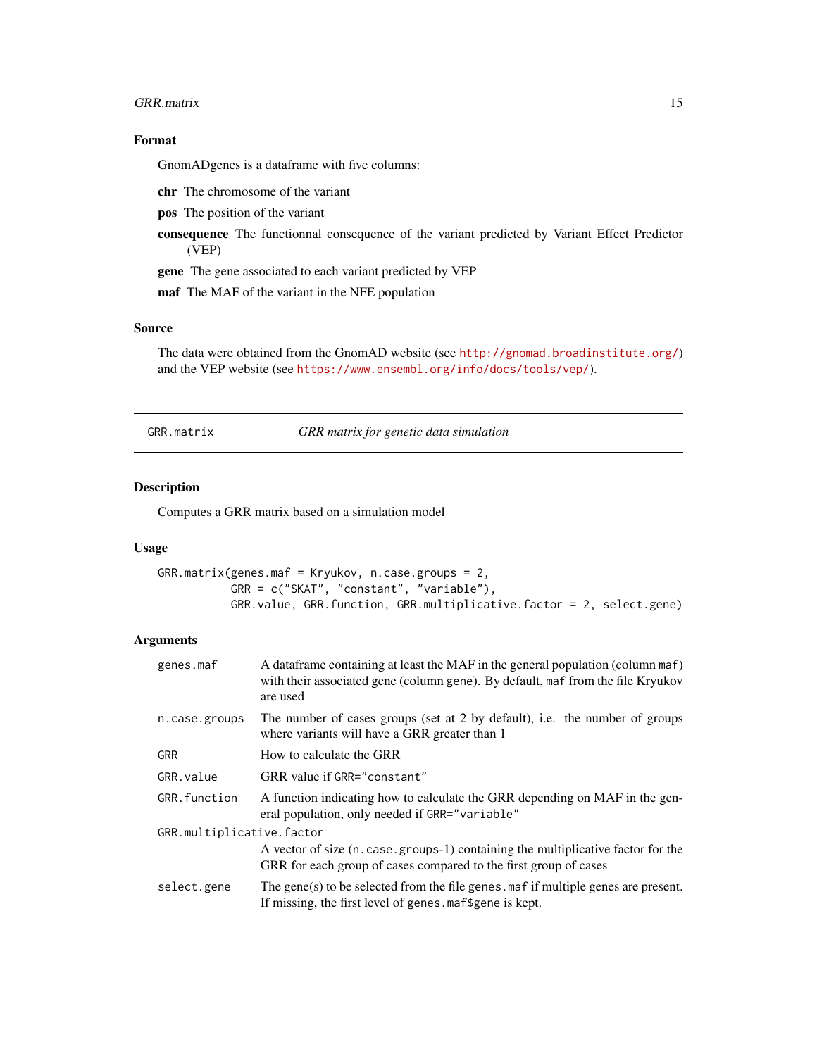### Format

GnomADgenes is a dataframe with five columns:

**chr** The chromosome of the variant

**pos** The position of the variant

**consequence** The functionnal consequence of the variant predicted by Variant Effect Predictor (VEP)

**gene** The gene associated to each variant predicted by VEP

**maf** The MAF of the variant in the NFE population

### Source

The data were obtained from the GnomAD website (see http://gnomad.broadinstitute.org/) and the VEP website (see https://www.ensembl.org/info/docs/tools/vep/).

---

## GRR.matrix — *GRR matrix for genetic data simulation*

---

### Description

Computes a GRR matrix based on a simulation model

### Usage

```
GRR.matrix(genes.maf = Kryukov, n.case.groups = 2,
           GRR = c("SKAT", "constant", "variable"),
           GRR.value, GRR.function, GRR.multiplicative.factor = 2, select.gene)
```

### Arguments

| | |
|---|---|
| `genes.maf` | A dataframe containing at least the MAF in the general population (column `maf`) with their associated gene (column gene). By default, `maf` from the file Kryukov are used |
| `n.case.groups` | The number of cases groups (set at 2 by default), i.e. the number of groups where variants will have a GRR greater than 1 |
| `GRR` | How to calculate the GRR |
| `GRR.value` | GRR value if `GRR="constant"` |
| `GRR.function` | A function indicating how to calculate the GRR depending on MAF in the general population, only needed if `GRR="variable"` |
| `GRR.multiplicative.factor` | A vector of size (`n.case.groups`-1) containing the multiplicative factor for the GRR for each group of cases compared to the first group of cases |
| `select.gene` | The gene(s) to be selected from the file `genes.maf` if multiple genes are present. If missing, the first level of `genes.maf$gene` is kept. |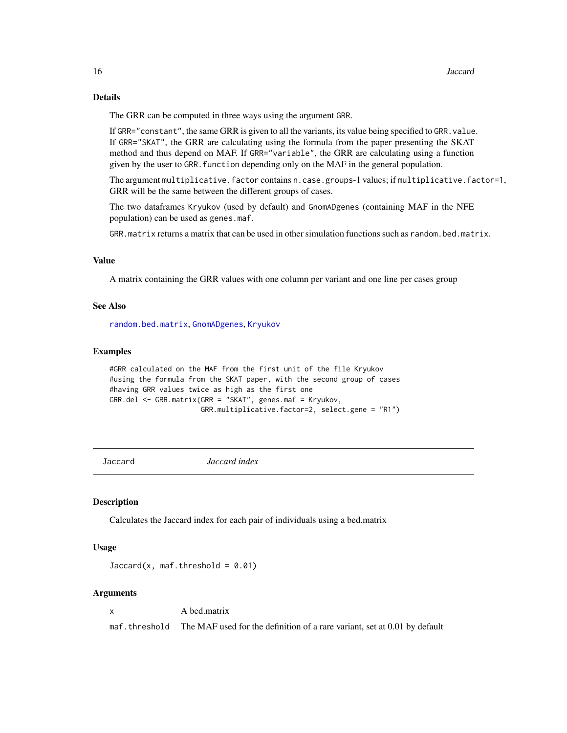## Details

The GRR can be computed in three ways using the argument GRR.

If GRR="constant", the same GRR is given to all the variants, its value being specified to GRR.value. If GRR="SKAT", the GRR are calculating using the formula from the paper presenting the SKAT method and thus depend on MAF. If GRR="variable", the GRR are calculating using a function given by the user to GRR.function depending only on the MAF in the general population.

The argument multiplicative.factor contains n.case.groups-1 values; if multiplicative.factor=1, GRR will be the same between the different groups of cases.

The two dataframes Kryukov (used by default) and GnomADgenes (containing MAF in the NFE population) can be used as genes.maf.

GRR.matrix returns a matrix that can be used in other simulation functions such as random.bed.matrix.

## Value

A matrix containing the GRR values with one column per variant and one line per cases group

## See Also

random.bed.matrix, GnomADgenes, Kryukov

## Examples

```
#GRR calculated on the MAF from the first unit of the file Kryukov
#using the formula from the SKAT paper, with the second group of cases
#having GRR values twice as high as the first one
GRR.del <- GRR.matrix(GRR = "SKAT", genes.maf = Kryukov,
                      GRR.multiplicative.factor=2, select.gene = "R1")
```

---

# Jaccard *Jaccard index*

## Description

Calculates the Jaccard index for each pair of individuals using a bed.matrix

## Usage

```
Jaccard(x, maf.threshold = 0.01)
```

## Arguments

| | |
|---|---|
| x | A bed.matrix |
| maf.threshold | The MAF used for the definition of a rare variant, set at 0.01 by default |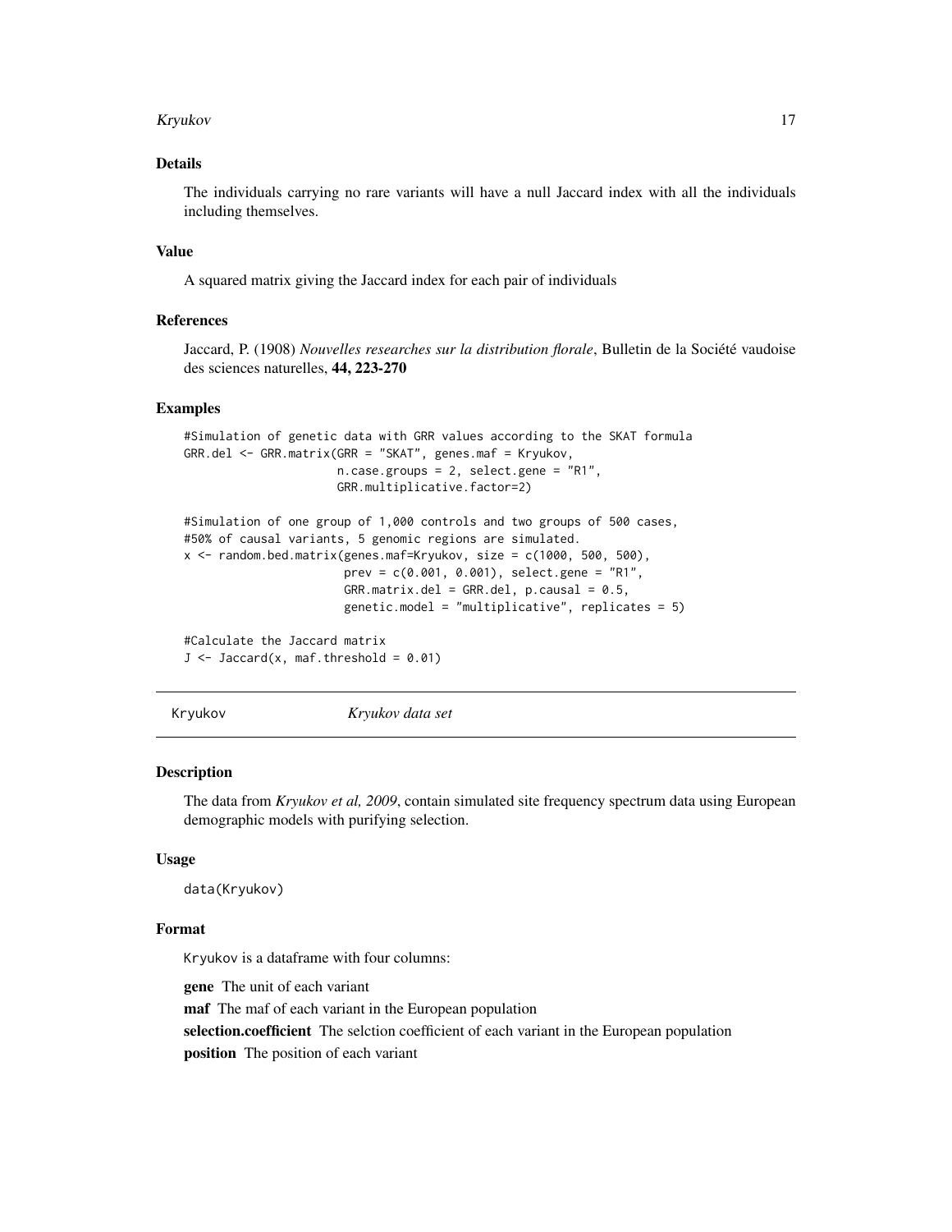### Details

The individuals carrying no rare variants will have a null Jaccard index with all the individuals including themselves.

### Value

A squared matrix giving the Jaccard index for each pair of individuals

### References

Jaccard, P. (1908) *Nouvelles researches sur la distribution florale*, Bulletin de la Société vaudoise des sciences naturelles, **44, 223-270**

### Examples

```
#Simulation of genetic data with GRR values according to the SKAT formula
GRR.del <- GRR.matrix(GRR = "SKAT", genes.maf = Kryukov,
                      n.case.groups = 2, select.gene = "R1",
                      GRR.multiplicative.factor=2)

#Simulation of one group of 1,000 controls and two groups of 500 cases,
#50% of causal variants, 5 genomic regions are simulated.
x <- random.bed.matrix(genes.maf=Kryukov, size = c(1000, 500, 500),
                       prev = c(0.001, 0.001), select.gene = "R1",
                       GRR.matrix.del = GRR.del, p.causal = 0.5,
                       genetic.model = "multiplicative", replicates = 5)

#Calculate the Jaccard matrix
J <- Jaccard(x, maf.threshold = 0.01)
```

---

## Kryukov — *Kryukov data set*

### Description

The data from *Kryukov et al, 2009*, contain simulated site frequency spectrum data using European demographic models with purifying selection.

### Usage

```
data(Kryukov)
```

### Format

Kryukov is a dataframe with four columns:

**gene** The unit of each variant

**maf** The maf of each variant in the European population

**selection.coefficient** The selction coefficient of each variant in the European population

**position** The position of each variant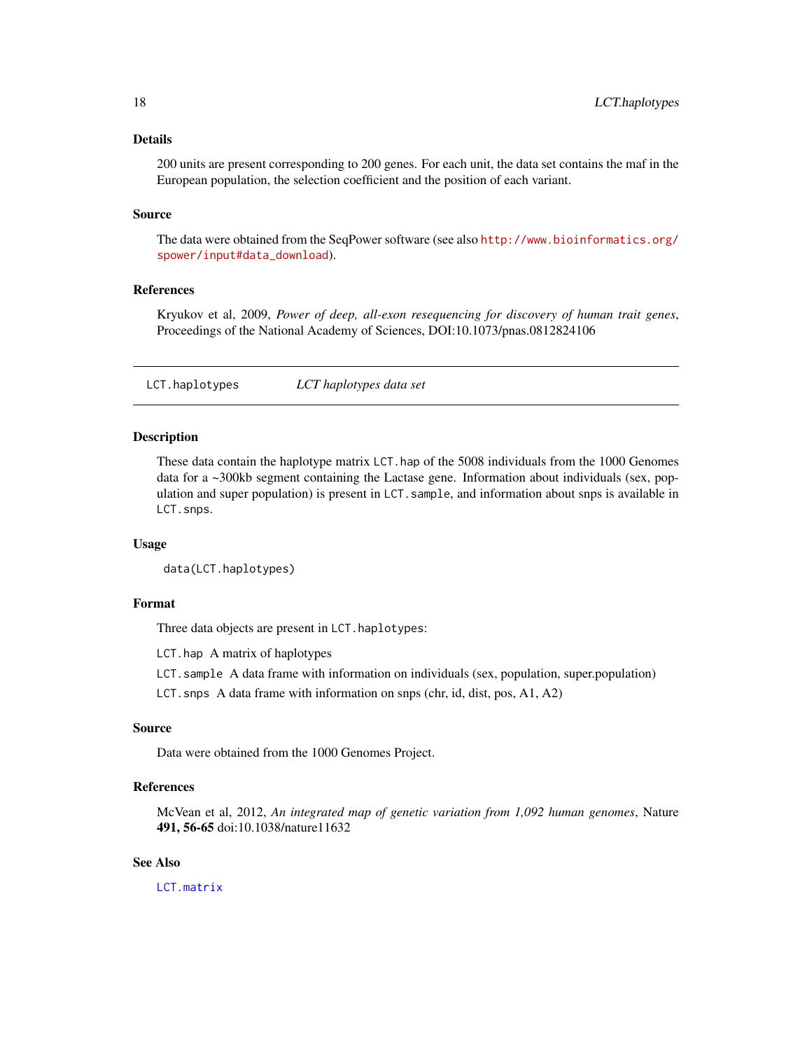### Details

200 units are present corresponding to 200 genes. For each unit, the data set contains the maf in the European population, the selection coefficient and the position of each variant.

### Source

The data were obtained from the SeqPower software (see also http://www.bioinformatics.org/spower/input#data_download).

### References

Kryukov et al, 2009, *Power of deep, all-exon resequencing for discovery of human trait genes*, Proceedings of the National Academy of Sciences, DOI:10.1073/pnas.0812824106

---

## LCT.haplotypes *LCT haplotypes data set*

---

### Description

These data contain the haplotype matrix `LCT.hap` of the 5008 individuals from the 1000 Genomes data for a ~300kb segment containing the Lactase gene. Information about individuals (sex, population and super population) is present in `LCT.sample`, and information about snps is available in `LCT.snps`.

### Usage

```
data(LCT.haplotypes)
```

### Format

Three data objects are present in `LCT.haplotypes`:

`LCT.hap` A matrix of haplotypes

`LCT.sample` A data frame with information on individuals (sex, population, super.population)

`LCT.snps` A data frame with information on snps (chr, id, dist, pos, A1, A2)

### Source

Data were obtained from the 1000 Genomes Project.

### References

McVean et al, 2012, *An integrated map of genetic variation from 1,092 human genomes*, Nature **491, 56-65** doi:10.1038/nature11632

### See Also

`LCT.matrix`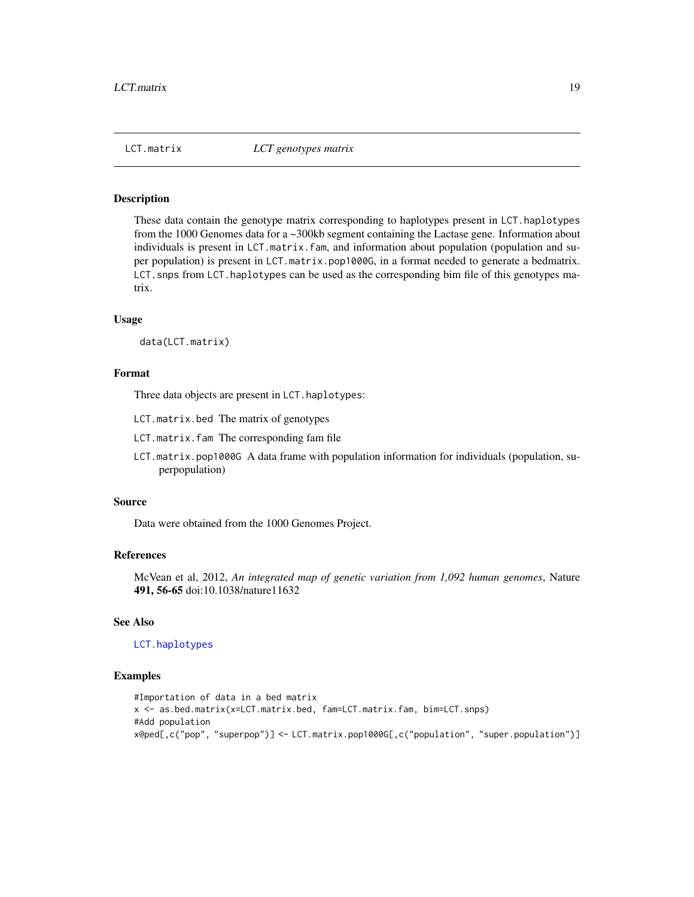## LCT.matrix — *LCT genotypes matrix*

### Description

These data contain the genotype matrix corresponding to haplotypes present in `LCT.haplotypes` from the 1000 Genomes data for a ~300kb segment containing the Lactase gene. Information about individuals is present in `LCT.matrix.fam`, and information about population (population and super population) is present in `LCT.matrix.pop1000G`, in a format needed to generate a bedmatrix. `LCT.snps` from `LCT.haplotypes` can be used as the corresponding bim file of this genotypes matrix.

### Usage

```
data(LCT.matrix)
```

### Format

Three data objects are present in `LCT.haplotypes`:

- `LCT.matrix.bed` The matrix of genotypes
- `LCT.matrix.fam` The corresponding fam file
- `LCT.matrix.pop1000G` A data frame with population information for individuals (population, superpopulation)

### Source

Data were obtained from the 1000 Genomes Project.

### References

McVean et al, 2012, *An integrated map of genetic variation from 1,092 human genomes*, Nature **491, 56-65** doi:10.1038/nature11632

### See Also

`LCT.haplotypes`

### Examples

```
#Importation of data in a bed matrix
x <- as.bed.matrix(x=LCT.matrix.bed, fam=LCT.matrix.fam, bim=LCT.snps)
#Add population
x@ped[,c("pop", "superpop")] <- LCT.matrix.pop1000G[,c("population", "super.population")]
```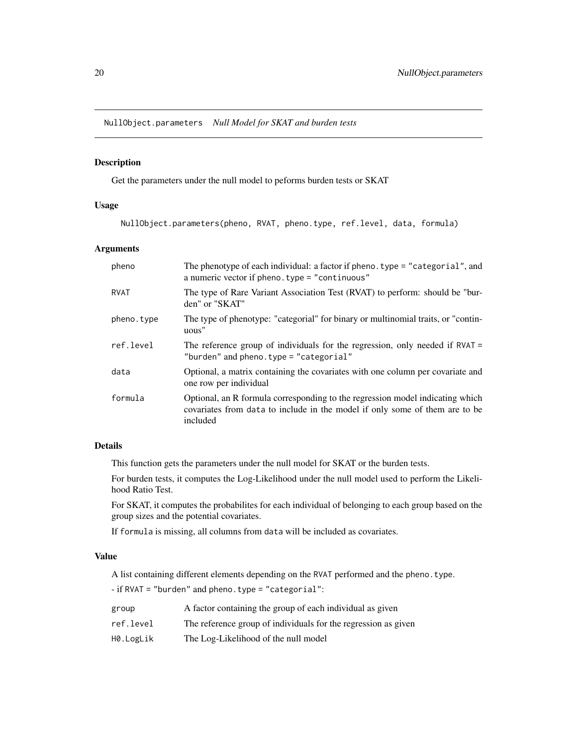NullObject.parameters *Null Model for SKAT and burden tests*

## Description

Get the parameters under the null model to peforms burden tests or SKAT

## Usage

```
NullObject.parameters(pheno, RVAT, pheno.type, ref.level, data, formula)
```

## Arguments

| | |
|---|---|
| pheno | The phenotype of each individual: a factor if `pheno.type = "categorial"`, and a numeric vector if `pheno.type = "continuous"` |
| RVAT | The type of Rare Variant Association Test (RVAT) to perform: should be "burden" or "SKAT" |
| pheno.type | The type of phenotype: "categorial" for binary or multinomial traits, or "continuous" |
| ref.level | The reference group of individuals for the regression, only needed if `RVAT = "burden"` and `pheno.type = "categorial"` |
| data | Optional, a matrix containing the covariates with one column per covariate and one row per individual |
| formula | Optional, an R formula corresponding to the regression model indicating which covariates from `data` to include in the model if only some of them are to be included |

## Details

This function gets the parameters under the null model for SKAT or the burden tests.

For burden tests, it computes the Log-Likelihood under the null model used to perform the Likelihood Ratio Test.

For SKAT, it computes the probabilites for each individual of belonging to each group based on the group sizes and the potential covariates.

If `formula` is missing, all columns from `data` will be included as covariates.

## Value

A list containing different elements depending on the `RVAT` performed and the `pheno.type`.

- if `RVAT = "burden"` and `pheno.type = "categorial"`:

| | |
|---|---|
| group | A factor containing the group of each individual as given |
| ref.level | The reference group of individuals for the regression as given |
| H0.LogLik | The Log-Likelihood of the null model |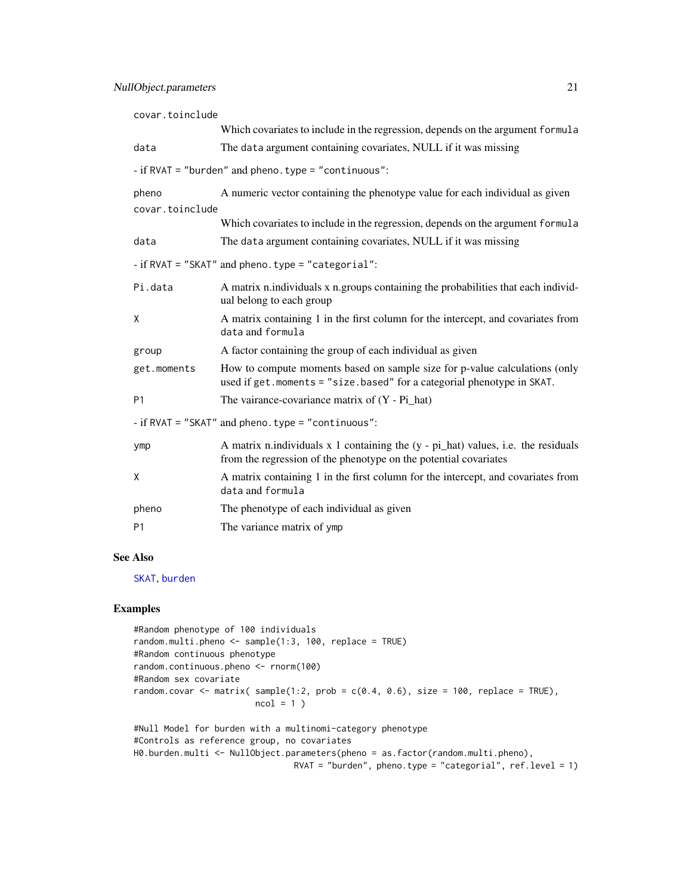covar.toinclude
: Which covariates to include in the regression, depends on the argument `formula`

data
: The `data` argument containing covariates, NULL if it was missing

- if RVAT = "burden" and pheno.type = "continuous":

pheno
: A numeric vector containing the phenotype value for each individual as given

covar.toinclude
: Which covariates to include in the regression, depends on the argument `formula`

data
: The `data` argument containing covariates, NULL if it was missing

- if RVAT = "SKAT" and pheno.type = "categorial":

Pi.data
: A matrix n.individuals x n.groups containing the probabilities that each individual belong to each group

X
: A matrix containing 1 in the first column for the intercept, and covariates from `data` and `formula`

group
: A factor containing the group of each individual as given

get.moments
: How to compute moments based on sample size for p-value calculations (only used if `get.moments = "size.based"` for a categorial phenotype in SKAT.

P1
: The vairance-covariance matrix of (Y - Pi_hat)

- if RVAT = "SKAT" and pheno.type = "continuous":

ymp
: A matrix n.individuals x 1 containing the (y - pi_hat) values, i.e. the residuals from the regression of the phenotype on the potential covariates

X
: A matrix containing 1 in the first column for the intercept, and covariates from `data` and `formula`

pheno
: The phenotype of each individual as given

P1
: The variance matrix of `ymp`

### See Also

SKAT, burden

### Examples

```
#Random phenotype of 100 individuals
random.multi.pheno <- sample(1:3, 100, replace = TRUE)
#Random continuous phenotype
random.continuous.pheno <- rnorm(100)
#Random sex covariate
random.covar <- matrix( sample(1:2, prob = c(0.4, 0.6), size = 100, replace = TRUE),
                        ncol = 1 )

#Null Model for burden with a multinomi-category phenotype
#Controls as reference group, no covariates
H0.burden.multi <- NullObject.parameters(pheno = as.factor(random.multi.pheno),
                                RVAT = "burden", pheno.type = "categorial", ref.level = 1)
```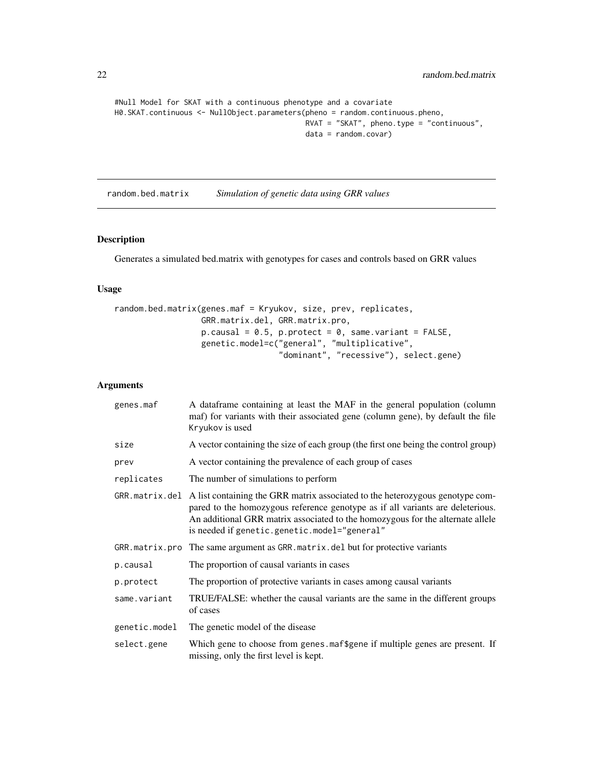```
#Null Model for SKAT with a continuous phenotype and a covariate
H0.SKAT.continuous <- NullObject.parameters(pheno = random.continuous.pheno,
                                            RVAT = "SKAT", pheno.type = "continuous",
                                            data = random.covar)
```

## random.bed.matrix    *Simulation of genetic data using GRR values*

### Description

Generates a simulated bed.matrix with genotypes for cases and controls based on GRR values

### Usage

```
random.bed.matrix(genes.maf = Kryukov, size, prev, replicates,
                  GRR.matrix.del, GRR.matrix.pro,
                  p.causal = 0.5, p.protect = 0, same.variant = FALSE,
                  genetic.model=c("general", "multiplicative",
                                  "dominant", "recessive"), select.gene)
```

### Arguments

| | |
|---|---|
| genes.maf | A dataframe containing at least the MAF in the general population (column maf) for variants with their associated gene (column gene), by default the file Kryukov is used |
| size | A vector containing the size of each group (the first one being the control group) |
| prev | A vector containing the prevalence of each group of cases |
| replicates | The number of simulations to perform |
| GRR.matrix.del | A list containing the GRR matrix associated to the heterozygous genotype compared to the homozygous reference genotype as if all variants are deleterious. An additional GRR matrix associated to the homozygous for the alternate allele is needed if genetic.genetic.model="general" |
| GRR.matrix.pro | The same argument as GRR.matrix.del but for protective variants |
| p.causal | The proportion of causal variants in cases |
| p.protect | The proportion of protective variants in cases among causal variants |
| same.variant | TRUE/FALSE: whether the causal variants are the same in the different groups of cases |
| genetic.model | The genetic model of the disease |
| select.gene | Which gene to choose from genes.maf$gene if multiple genes are present. If missing, only the first level is kept. |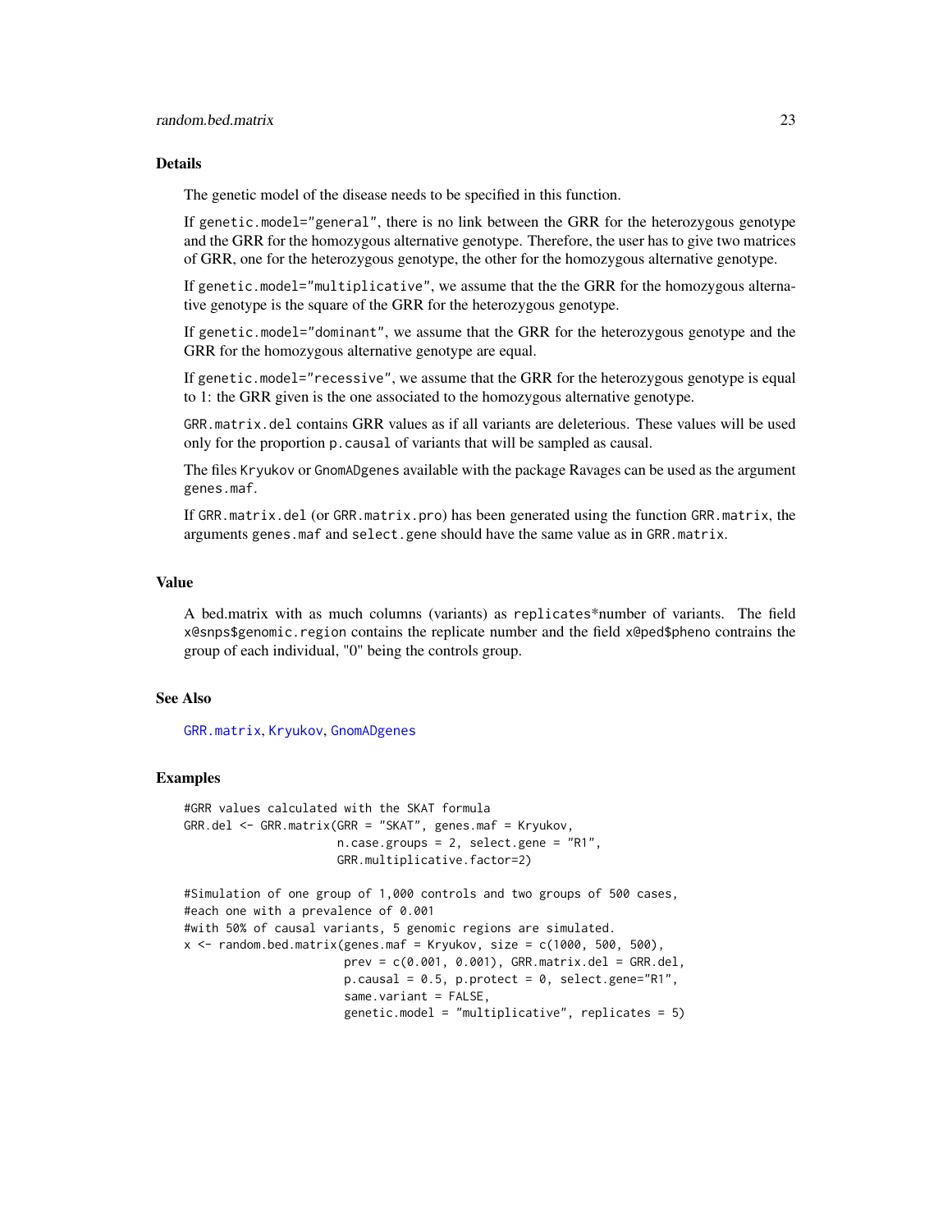## Details

The genetic model of the disease needs to be specified in this function.

If `genetic.model="general"`, there is no link between the GRR for the heterozygous genotype and the GRR for the homozygous alternative genotype. Therefore, the user has to give two matrices of GRR, one for the heterozygous genotype, the other for the homozygous alternative genotype.

If `genetic.model="multiplicative"`, we assume that the the GRR for the homozygous alternative genotype is the square of the GRR for the heterozygous genotype.

If `genetic.model="dominant"`, we assume that the GRR for the heterozygous genotype and the GRR for the homozygous alternative genotype are equal.

If `genetic.model="recessive"`, we assume that the GRR for the heterozygous genotype is equal to 1: the GRR given is the one associated to the homozygous alternative genotype.

`GRR.matrix.del` contains GRR values as if all variants are deleterious. These values will be used only for the proportion `p.causal` of variants that will be sampled as causal.

The files `Kryukov` or `GnomADgenes` available with the package Ravages can be used as the argument `genes.maf`.

If `GRR.matrix.del` (or `GRR.matrix.pro`) has been generated using the function `GRR.matrix`, the arguments `genes.maf` and `select.gene` should have the same value as in `GRR.matrix`.

## Value

A bed.matrix with as much columns (variants) as `replicates`*number of variants. The field `x@snps$genomic.region` contains the replicate number and the field `x@ped$pheno` contrains the group of each individual, "0" being the controls group.

## See Also

`GRR.matrix`, `Kryukov`, `GnomADgenes`

## Examples

```
#GRR values calculated with the SKAT formula
GRR.del <- GRR.matrix(GRR = "SKAT", genes.maf = Kryukov,
                      n.case.groups = 2, select.gene = "R1",
                      GRR.multiplicative.factor=2)

#Simulation of one group of 1,000 controls and two groups of 500 cases,
#each one with a prevalence of 0.001
#with 50% of causal variants, 5 genomic regions are simulated.
x <- random.bed.matrix(genes.maf = Kryukov, size = c(1000, 500, 500),
                       prev = c(0.001, 0.001), GRR.matrix.del = GRR.del,
                       p.causal = 0.5, p.protect = 0, select.gene="R1",
                       same.variant = FALSE,
                       genetic.model = "multiplicative", replicates = 5)
```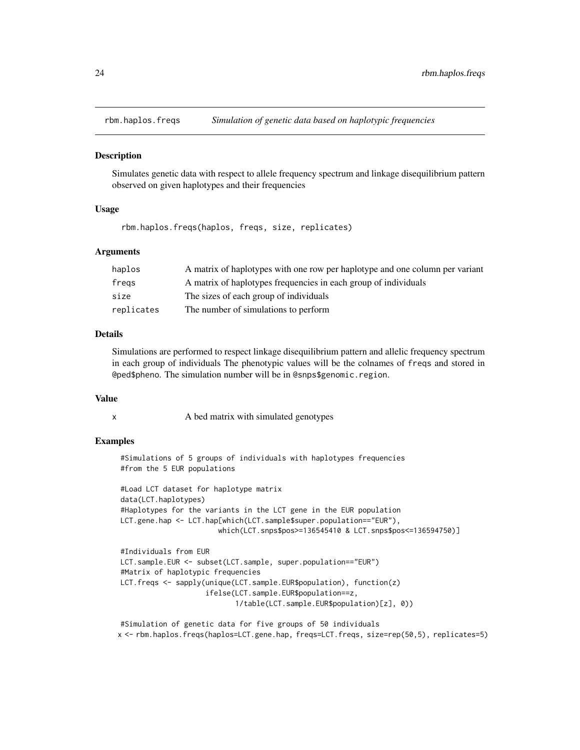## rbm.haplos.freqs — *Simulation of genetic data based on haplotypic frequencies*

### Description

Simulates genetic data with respect to allele frequency spectrum and linkage disequilibrium pattern observed on given haplotypes and their frequencies

### Usage

```
rbm.haplos.freqs(haplos, freqs, size, replicates)
```

### Arguments

| | |
|---|---|
| haplos | A matrix of haplotypes with one row per haplotype and one column per variant |
| freqs | A matrix of haplotypes frequencies in each group of individuals |
| size | The sizes of each group of individuals |
| replicates | The number of simulations to perform |

### Details

Simulations are performed to respect linkage disequilibrium pattern and allelic frequency spectrum in each group of individuals The phenotypic values will be the colnames of `freqs` and stored in `@ped$pheno`. The simulation number will be in `@snps$genomic.region`.

### Value

| | |
|---|---|
| x | A bed matrix with simulated genotypes |

### Examples

```
#Simulations of 5 groups of individuals with haplotypes frequencies
#from the 5 EUR populations

#Load LCT dataset for haplotype matrix
data(LCT.haplotypes)
#Haplotypes for the variants in the LCT gene in the EUR population
LCT.gene.hap <- LCT.hap[which(LCT.sample$super.population=="EUR"),
                        which(LCT.snps$pos>=136545410 & LCT.snps$pos<=136594750)]

#Individuals from EUR
LCT.sample.EUR <- subset(LCT.sample, super.population=="EUR")
#Matrix of haplotypic frequencies
LCT.freqs <- sapply(unique(LCT.sample.EUR$population), function(z)
                    ifelse(LCT.sample.EUR$population==z,
                           1/table(LCT.sample.EUR$population)[z], 0))

#Simulation of genetic data for five groups of 50 individuals
x <- rbm.haplos.freqs(haplos=LCT.gene.hap, freqs=LCT.freqs, size=rep(50,5), replicates=5)
```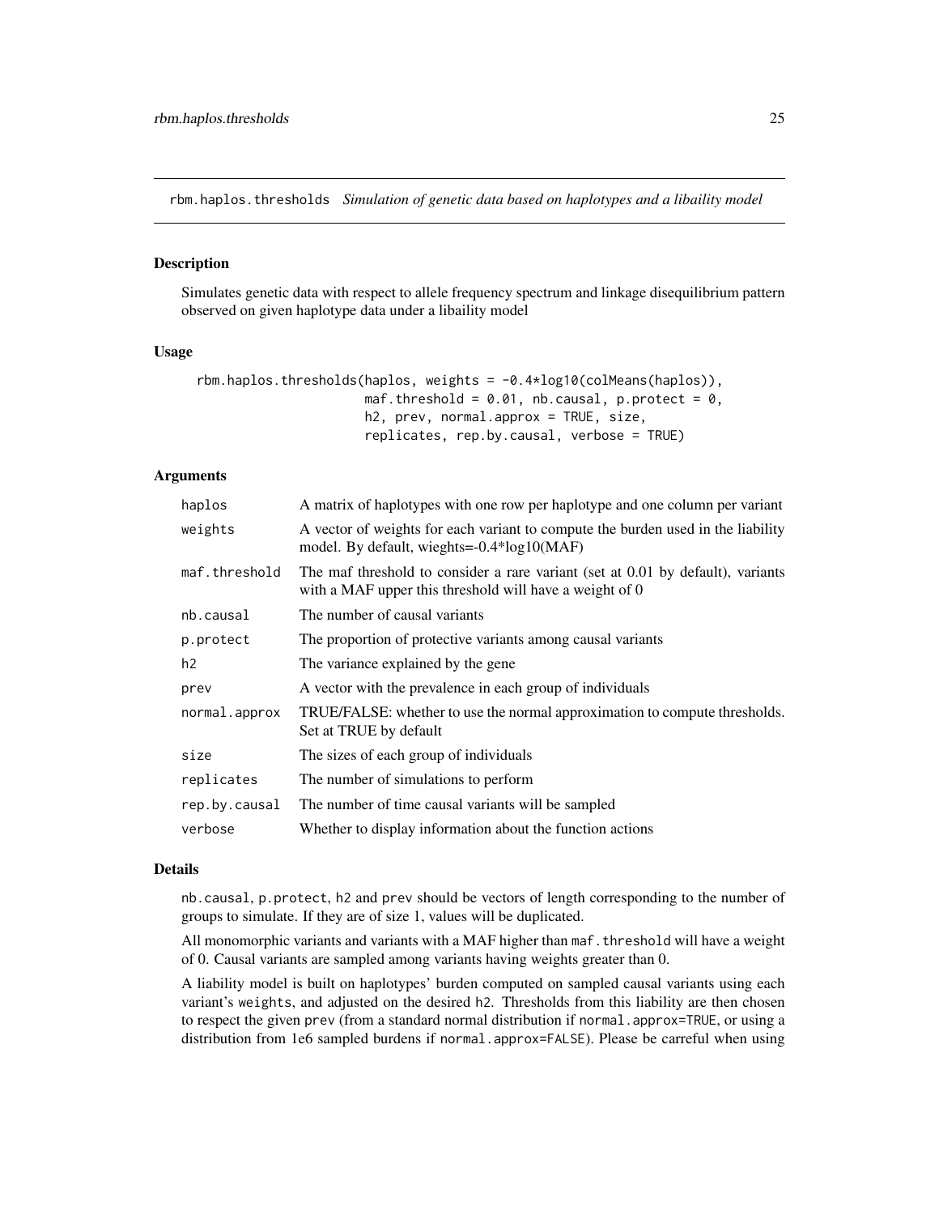## rbm.haplos.thresholds *Simulation of genetic data based on haplotypes and a libaility model*

### Description

Simulates genetic data with respect to allele frequency spectrum and linkage disequilibrium pattern observed on given haplotype data under a libaility model

### Usage

```
rbm.haplos.thresholds(haplos, weights = -0.4*log10(colMeans(haplos)),
                      maf.threshold = 0.01, nb.causal, p.protect = 0,
                      h2, prev, normal.approx = TRUE, size,
                      replicates, rep.by.causal, verbose = TRUE)
```

### Arguments

| | |
|---|---|
| `haplos` | A matrix of haplotypes with one row per haplotype and one column per variant |
| `weights` | A vector of weights for each variant to compute the burden used in the liability model. By default, wieghts=-0.4*log10(MAF) |
| `maf.threshold` | The maf threshold to consider a rare variant (set at 0.01 by default), variants with a MAF upper this threshold will have a weight of 0 |
| `nb.causal` | The number of causal variants |
| `p.protect` | The proportion of protective variants among causal variants |
| `h2` | The variance explained by the gene |
| `prev` | A vector with the prevalence in each group of individuals |
| `normal.approx` | TRUE/FALSE: whether to use the normal approximation to compute thresholds. Set at TRUE by default |
| `size` | The sizes of each group of individuals |
| `replicates` | The number of simulations to perform |
| `rep.by.causal` | The number of time causal variants will be sampled |
| `verbose` | Whether to display information about the function actions |

### Details

`nb.causal`, `p.protect`, `h2` and `prev` should be vectors of length corresponding to the number of groups to simulate. If they are of size 1, values will be duplicated.

All monomorphic variants and variants with a MAF higher than `maf.threshold` will have a weight of 0. Causal variants are sampled among variants having weights greater than 0.

A liability model is built on haplotypes' burden computed on sampled causal variants using each variant's `weights`, and adjusted on the desired `h2`. Thresholds from this liability are then chosen to respect the given `prev` (from a standard normal distribution if `normal.approx=TRUE`, or using a distribution from 1e6 sampled burdens if `normal.approx=FALSE`). Please be carreful when using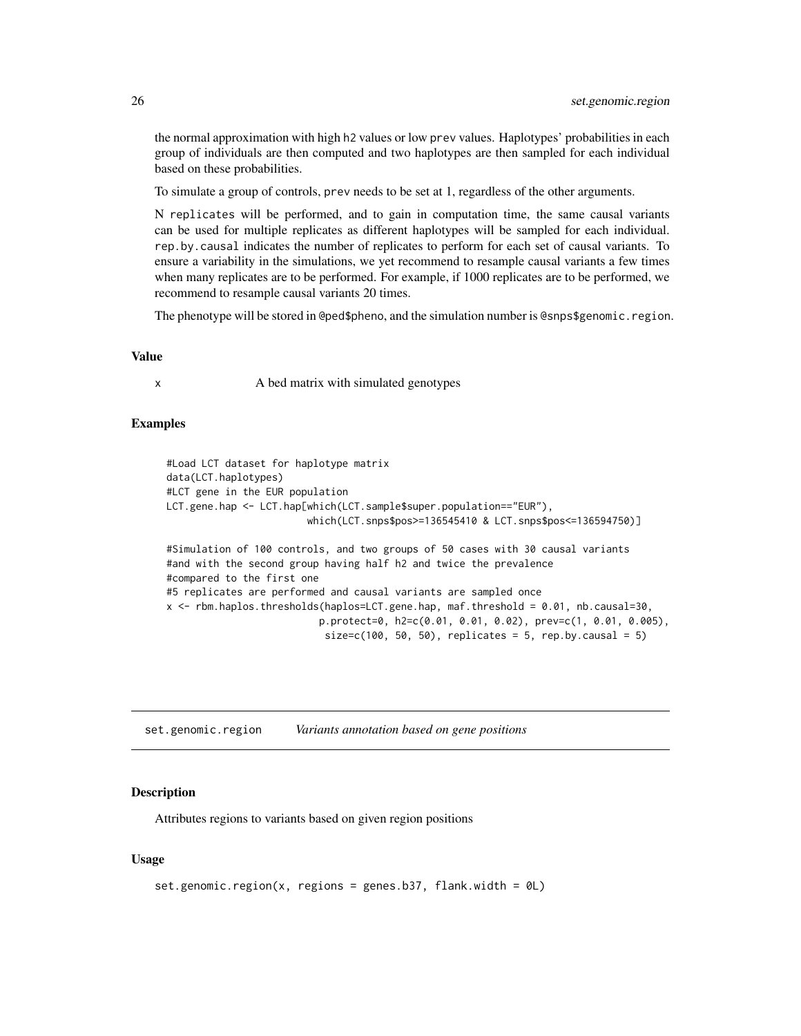the normal approximation with high h2 values or low prev values. Haplotypes' probabilities in each group of individuals are then computed and two haplotypes are then sampled for each individual based on these probabilities.

To simulate a group of controls, prev needs to be set at 1, regardless of the other arguments.

N replicates will be performed, and to gain in computation time, the same causal variants can be used for multiple replicates as different haplotypes will be sampled for each individual. rep.by.causal indicates the number of replicates to perform for each set of causal variants. To ensure a variability in the simulations, we yet recommend to resample causal variants a few times when many replicates are to be performed. For example, if 1000 replicates are to be performed, we recommend to resample causal variants 20 times.

The phenotype will be stored in @ped$pheno, and the simulation number is @snps$genomic.region.

### Value

x A bed matrix with simulated genotypes

### Examples

```
#Load LCT dataset for haplotype matrix
data(LCT.haplotypes)
#LCT gene in the EUR population
LCT.gene.hap <- LCT.hap[which(LCT.sample$super.population=="EUR"),
                        which(LCT.snps$pos>=136545410 & LCT.snps$pos<=136594750)]

#Simulation of 100 controls, and two groups of 50 cases with 30 causal variants
#and with the second group having half h2 and twice the prevalence
#compared to the first one
#5 replicates are performed and causal variants are sampled once
x <- rbm.haplos.thresholds(haplos=LCT.gene.hap, maf.threshold = 0.01, nb.causal=30,
                          p.protect=0, h2=c(0.01, 0.01, 0.02), prev=c(1, 0.01, 0.005),
                           size=c(100, 50, 50), replicates = 5, rep.by.causal = 5)
```

---

## set.genomic.region — *Variants annotation based on gene positions*

### Description

Attributes regions to variants based on given region positions

### Usage

```
set.genomic.region(x, regions = genes.b37, flank.width = 0L)
```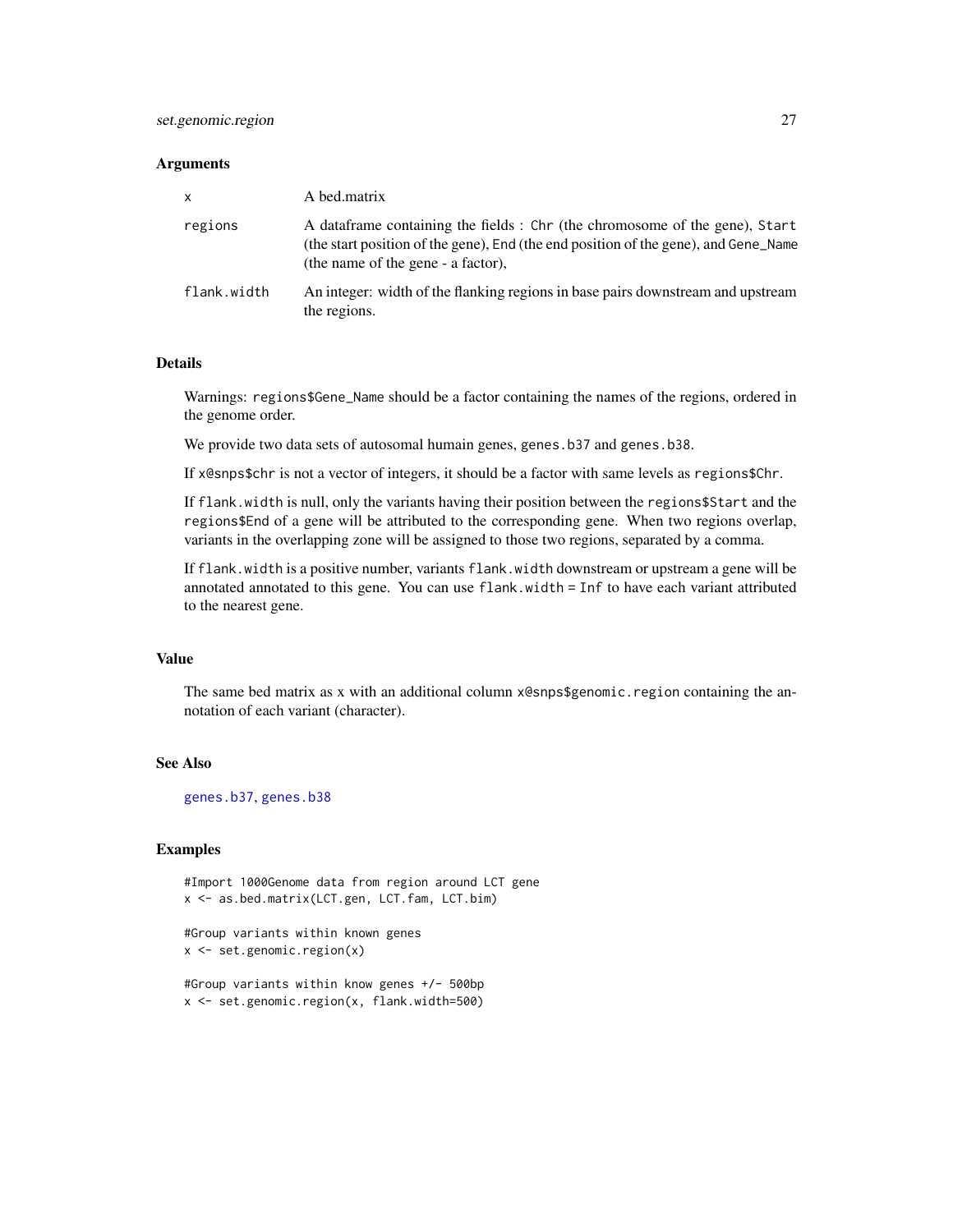### Arguments

| | |
|---|---|
| `x` | A bed.matrix |
| `regions` | A dataframe containing the fields : `Chr` (the chromosome of the gene), `Start` (the start position of the gene), `End` (the end position of the gene), and `Gene_Name` (the name of the gene - a factor), |
| `flank.width` | An integer: width of the flanking regions in base pairs downstream and upstream the regions. |

### Details

Warnings: `regions$Gene_Name` should be a factor containing the names of the regions, ordered in the genome order.

We provide two data sets of autosomal humain genes, `genes.b37` and `genes.b38`.

If `x@snps$chr` is not a vector of integers, it should be a factor with same levels as `regions$Chr`.

If `flank.width` is null, only the variants having their position between the `regions$Start` and the `regions$End` of a gene will be attributed to the corresponding gene. When two regions overlap, variants in the overlapping zone will be assigned to those two regions, separated by a comma.

If `flank.width` is a positive number, variants `flank.width` downstream or upstream a gene will be annotated annotated to this gene. You can use `flank.width = Inf` to have each variant attributed to the nearest gene.

### Value

The same bed matrix as x with an additional column `x@snps$genomic.region` containing the annotation of each variant (character).

### See Also

`genes.b37`, `genes.b38`

### Examples

```
#Import 1000Genome data from region around LCT gene
x <- as.bed.matrix(LCT.gen, LCT.fam, LCT.bim)

#Group variants within known genes
x <- set.genomic.region(x)

#Group variants within know genes +/- 500bp
x <- set.genomic.region(x, flank.width=500)
```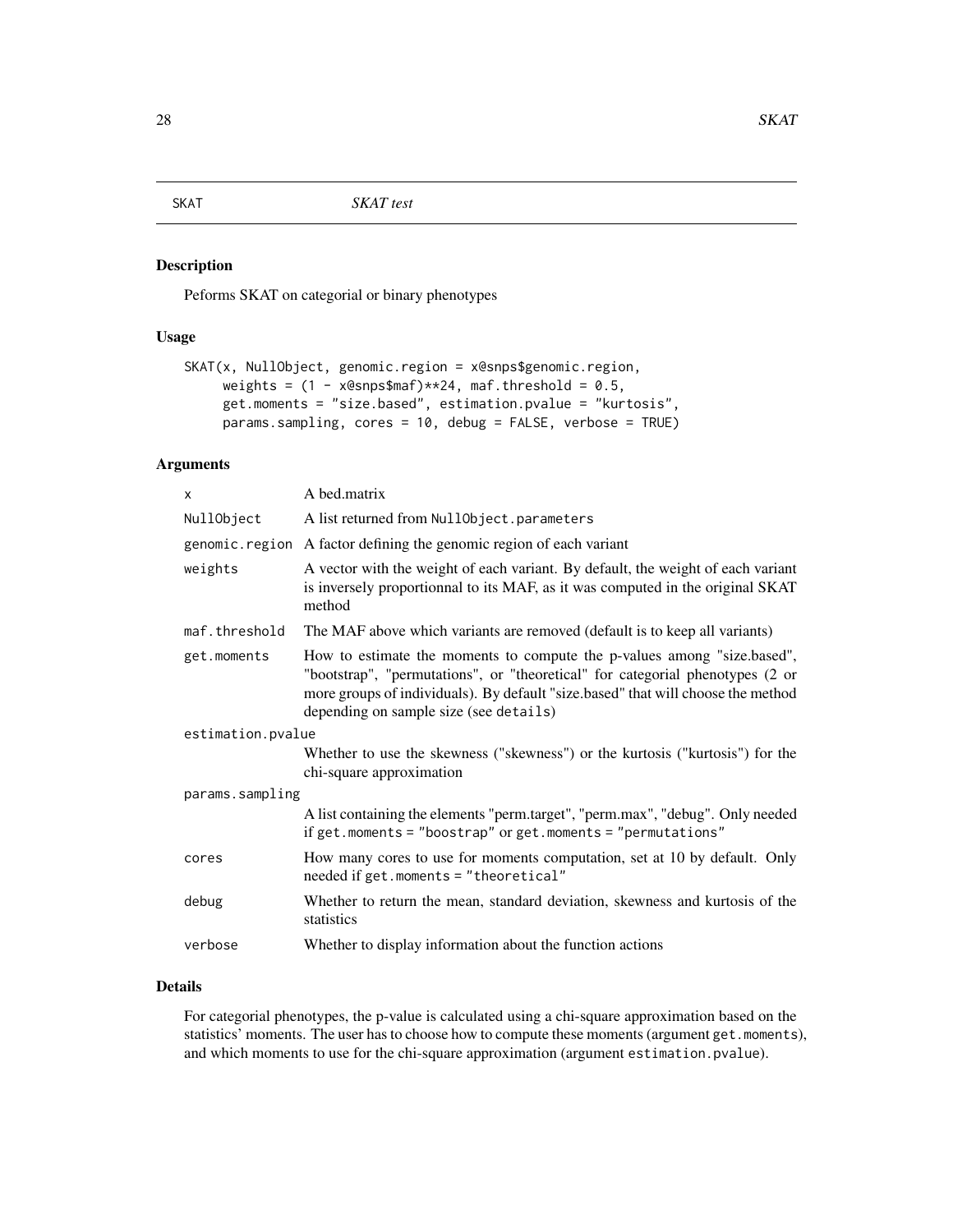## SKAT *SKAT test*

### Description

Peforms SKAT on categorial or binary phenotypes

### Usage

```
SKAT(x, NullObject, genomic.region = x@snps$genomic.region,
     weights = (1 - x@snps$maf)**24, maf.threshold = 0.5,
     get.moments = "size.based", estimation.pvalue = "kurtosis",
     params.sampling, cores = 10, debug = FALSE, verbose = TRUE)
```

### Arguments

| | |
|---|---|
| `x` | A bed.matrix |
| `NullObject` | A list returned from `NullObject.parameters` |
| `genomic.region` | A factor defining the genomic region of each variant |
| `weights` | A vector with the weight of each variant. By default, the weight of each variant is inversely proportionnal to its MAF, as it was computed in the original SKAT method |
| `maf.threshold` | The MAF above which variants are removed (default is to keep all variants) |
| `get.moments` | How to estimate the moments to compute the p-values among "size.based", "bootstrap", "permutations", or "theoretical" for categorial phenotypes (2 or more groups of individuals). By default "size.based" that will choose the method depending on sample size (see `details`) |
| `estimation.pvalue` | Whether to use the skewness ("skewness") or the kurtosis ("kurtosis") for the chi-square approximation |
| `params.sampling` | A list containing the elements "perm.target", "perm.max", "debug". Only needed if `get.moments = "boostrap"` or `get.moments = "permutations"` |
| `cores` | How many cores to use for moments computation, set at 10 by default. Only needed if `get.moments = "theoretical"` |
| `debug` | Whether to return the mean, standard deviation, skewness and kurtosis of the statistics |
| `verbose` | Whether to display information about the function actions |

### Details

For categorial phenotypes, the p-value is calculated using a chi-square approximation based on the statistics' moments. The user has to choose how to compute these moments (argument `get.moments`), and which moments to use for the chi-square approximation (argument `estimation.pvalue`).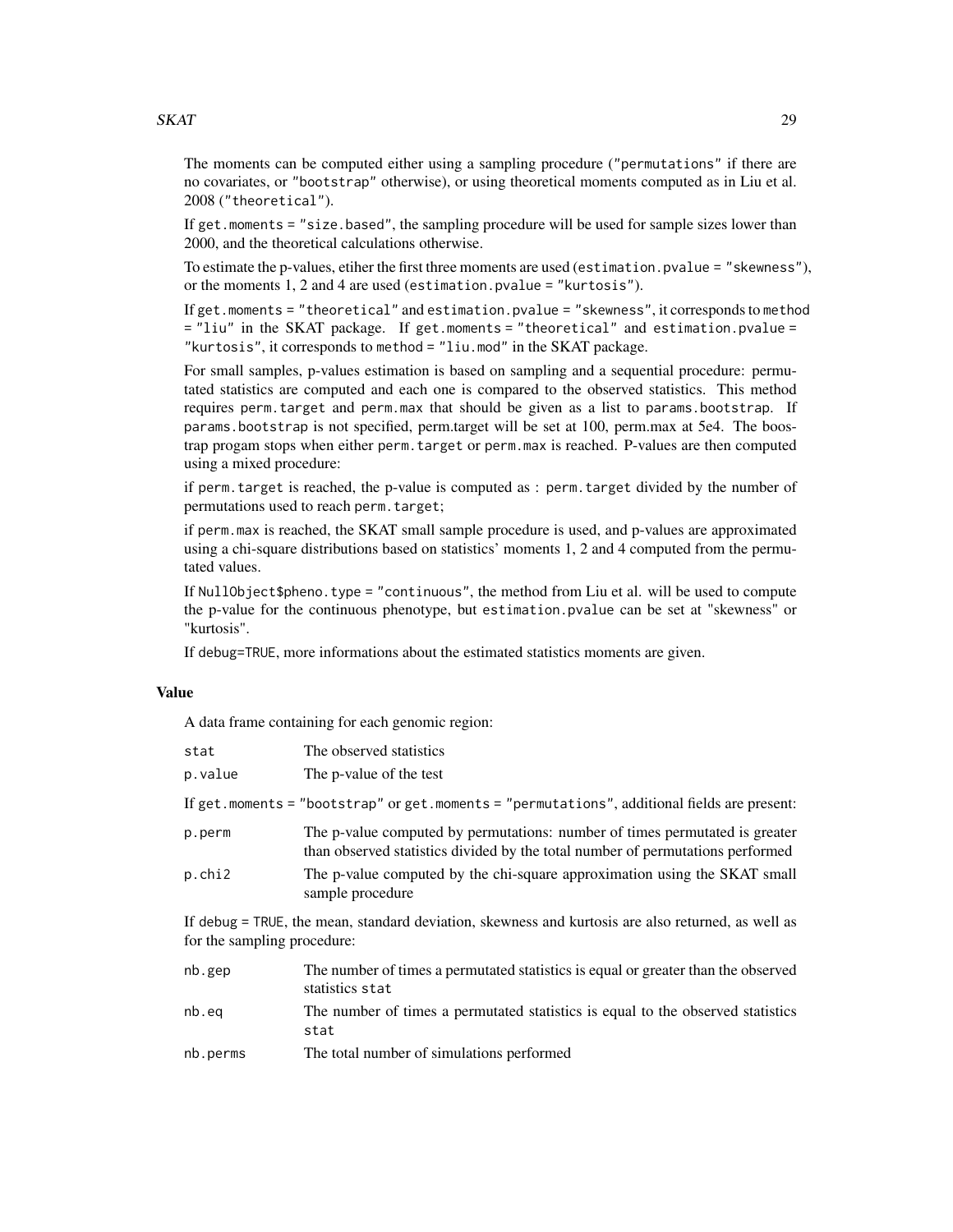The moments can be computed either using a sampling procedure (`"permutations"` if there are no covariates, or `"bootstrap"` otherwise), or using theoretical moments computed as in Liu et al. 2008 (`"theoretical"`).

If `get.moments = "size.based"`, the sampling procedure will be used for sample sizes lower than 2000, and the theoretical calculations otherwise.

To estimate the p-values, etiher the first three moments are used (`estimation.pvalue = "skewness"`), or the moments 1, 2 and 4 are used (`estimation.pvalue = "kurtosis"`).

If `get.moments = "theoretical"` and `estimation.pvalue = "skewness"`, it corresponds to `method = "liu"` in the SKAT package. If `get.moments = "theoretical"` and `estimation.pvalue = "kurtosis"`, it corresponds to `method = "liu.mod"` in the SKAT package.

For small samples, p-values estimation is based on sampling and a sequential procedure: permutated statistics are computed and each one is compared to the observed statistics. This method requires `perm.target` and `perm.max` that should be given as a list to `params.bootstrap`. If `params.bootstrap` is not specified, perm.target will be set at 100, perm.max at 5e4. The boostrap progam stops when either `perm.target` or `perm.max` is reached. P-values are then computed using a mixed procedure:

if `perm.target` is reached, the p-value is computed as : `perm.target` divided by the number of permutations used to reach `perm.target`;

if `perm.max` is reached, the SKAT small sample procedure is used, and p-values are approximated using a chi-square distributions based on statistics' moments 1, 2 and 4 computed from the permutated values.

If `NullObject$pheno.type = "continuous"`, the method from Liu et al. will be used to compute the p-value for the continuous phenotype, but `estimation.pvalue` can be set at "skewness" or "kurtosis".

If `debug=TRUE`, more informations about the estimated statistics moments are given.

### Value

A data frame containing for each genomic region:

| | |
|---|---|
| `stat` | The observed statistics |
| `p.value` | The p-value of the test |

If `get.moments = "bootstrap"` or `get.moments = "permutations"`, additional fields are present:

| | |
|---|---|
| `p.perm` | The p-value computed by permutations: number of times permutated is greater than observed statistics divided by the total number of permutations performed |
| `p.chi2` | The p-value computed by the chi-square approximation using the SKAT small sample procedure |

If `debug = TRUE`, the mean, standard deviation, skewness and kurtosis are also returned, as well as for the sampling procedure:

| | |
|---|---|
| `nb.gep` | The number of times a permutated statistics is equal or greater than the observed statistics `stat` |
| `nb.eq` | The number of times a permutated statistics is equal to the observed statistics `stat` |
| `nb.perms` | The total number of simulations performed |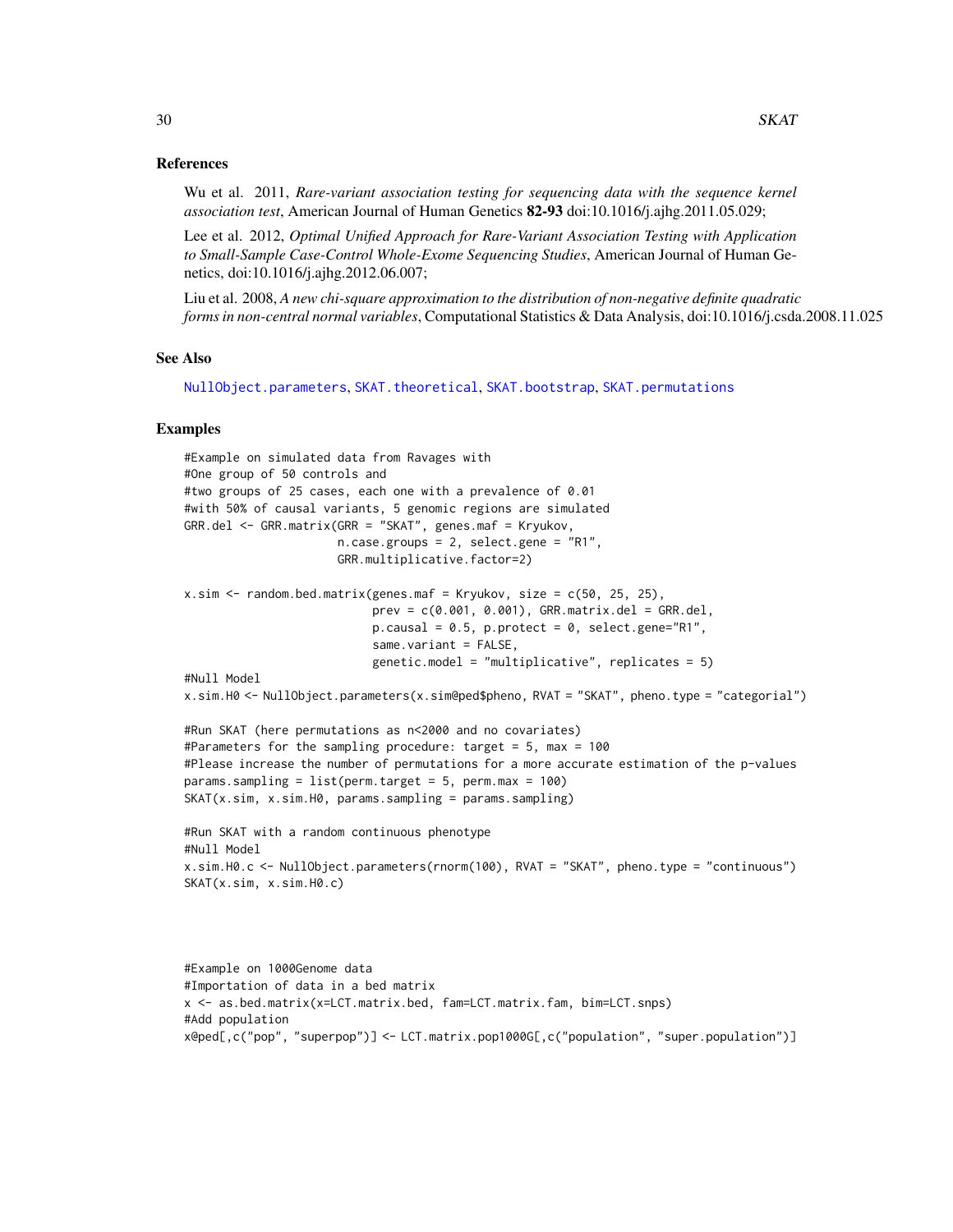## References

Wu et al. 2011, *Rare-variant association testing for sequencing data with the sequence kernel association test*, American Journal of Human Genetics **82-93** doi:10.1016/j.ajhg.2011.05.029;

Lee et al. 2012, *Optimal Unified Approach for Rare-Variant Association Testing with Application to Small-Sample Case-Control Whole-Exome Sequencing Studies*, American Journal of Human Genetics, doi:10.1016/j.ajhg.2012.06.007;

Liu et al. 2008, *A new chi-square approximation to the distribution of non-negative definite quadratic forms in non-central normal variables*, Computational Statistics & Data Analysis, doi:10.1016/j.csda.2008.11.025

## See Also

NullObject.parameters, SKAT.theoretical, SKAT.bootstrap, SKAT.permutations

## Examples

```
#Example on simulated data from Ravages with
#One group of 50 controls and
#two groups of 25 cases, each one with a prevalence of 0.01
#with 50% of causal variants, 5 genomic regions are simulated
GRR.del <- GRR.matrix(GRR = "SKAT", genes.maf = Kryukov,
                      n.case.groups = 2, select.gene = "R1",
                      GRR.multiplicative.factor=2)

x.sim <- random.bed.matrix(genes.maf = Kryukov, size = c(50, 25, 25),
                           prev = c(0.001, 0.001), GRR.matrix.del = GRR.del,
                           p.causal = 0.5, p.protect = 0, select.gene="R1",
                           same.variant = FALSE,
                           genetic.model = "multiplicative", replicates = 5)
#Null Model
x.sim.H0 <- NullObject.parameters(x.sim@ped$pheno, RVAT = "SKAT", pheno.type = "categorial")

#Run SKAT (here permutations as n<2000 and no covariates)
#Parameters for the sampling procedure: target = 5, max = 100
#Please increase the number of permutations for a more accurate estimation of the p-values
params.sampling = list(perm.target = 5, perm.max = 100)
SKAT(x.sim, x.sim.H0, params.sampling = params.sampling)

#Run SKAT with a random continuous phenotype
#Null Model
x.sim.H0.c <- NullObject.parameters(rnorm(100), RVAT = "SKAT", pheno.type = "continuous")
SKAT(x.sim, x.sim.H0.c)



#Example on 1000Genome data
#Importation of data in a bed matrix
x <- as.bed.matrix(x=LCT.matrix.bed, fam=LCT.matrix.fam, bim=LCT.snps)
#Add population
x@ped[,c("pop", "superpop")] <- LCT.matrix.pop1000G[,c("population", "super.population")]
```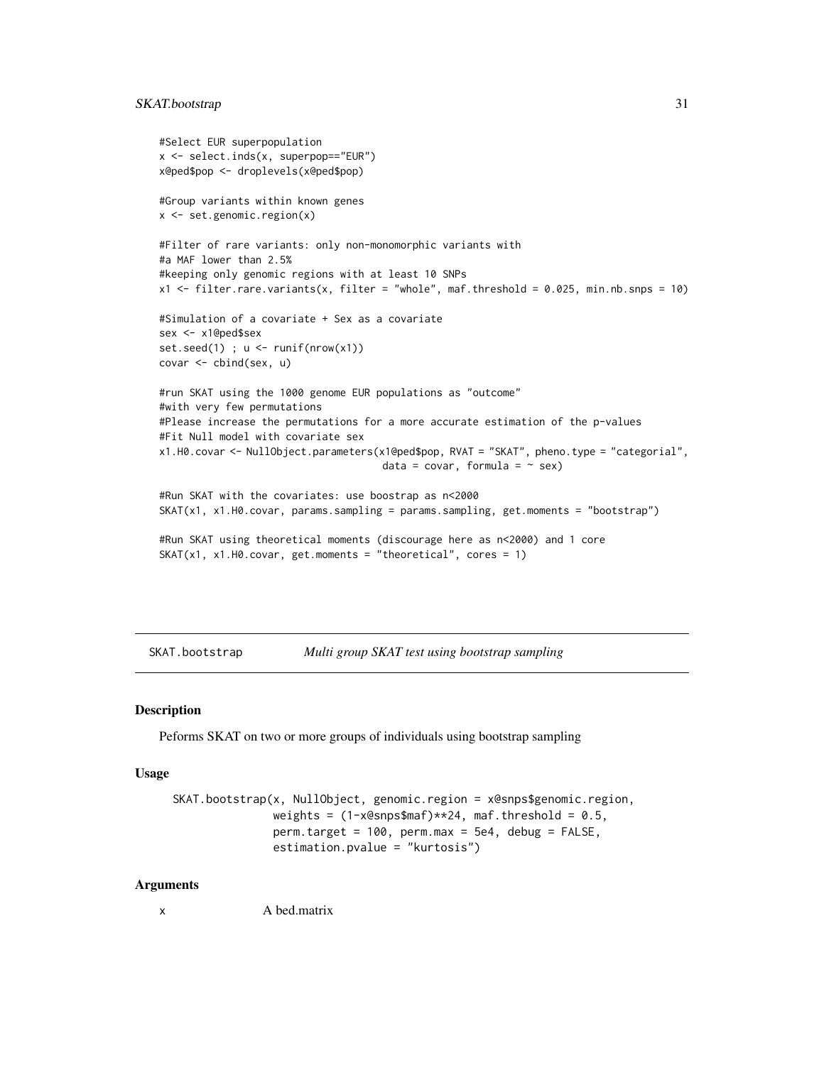```
#Select EUR superpopulation
x <- select.inds(x, superpop=="EUR")
x@ped$pop <- droplevels(x@ped$pop)

#Group variants within known genes
x <- set.genomic.region(x)

#Filter of rare variants: only non-monomorphic variants with
#a MAF lower than 2.5%
#keeping only genomic regions with at least 10 SNPs
x1 <- filter.rare.variants(x, filter = "whole", maf.threshold = 0.025, min.nb.snps = 10)

#Simulation of a covariate + Sex as a covariate
sex <- x1@ped$sex
set.seed(1) ; u <- runif(nrow(x1))
covar <- cbind(sex, u)

#run SKAT using the 1000 genome EUR populations as "outcome"
#with very few permutations
#Please increase the permutations for a more accurate estimation of the p-values
#Fit Null model with covariate sex
x1.H0.covar <- NullObject.parameters(x1@ped$pop, RVAT = "SKAT", pheno.type = "categorial",
                                      data = covar, formula = ~ sex)

#Run SKAT with the covariates: use boostrap as n<2000
SKAT(x1, x1.H0.covar, params.sampling = params.sampling, get.moments = "bootstrap")

#Run SKAT using theoretical moments (discourage here as n<2000) and 1 core
SKAT(x1, x1.H0.covar, get.moments = "theoretical", cores = 1)
```

---

## SKAT.bootstrap — *Multi group SKAT test using bootstrap sampling*

### Description

Peforms SKAT on two or more groups of individuals using bootstrap sampling

### Usage

```
SKAT.bootstrap(x, NullObject, genomic.region = x@snps$genomic.region,
               weights = (1-x@snps$maf)**24, maf.threshold = 0.5,
               perm.target = 100, perm.max = 5e4, debug = FALSE,
               estimation.pvalue = "kurtosis")
```

### Arguments

x    A bed.matrix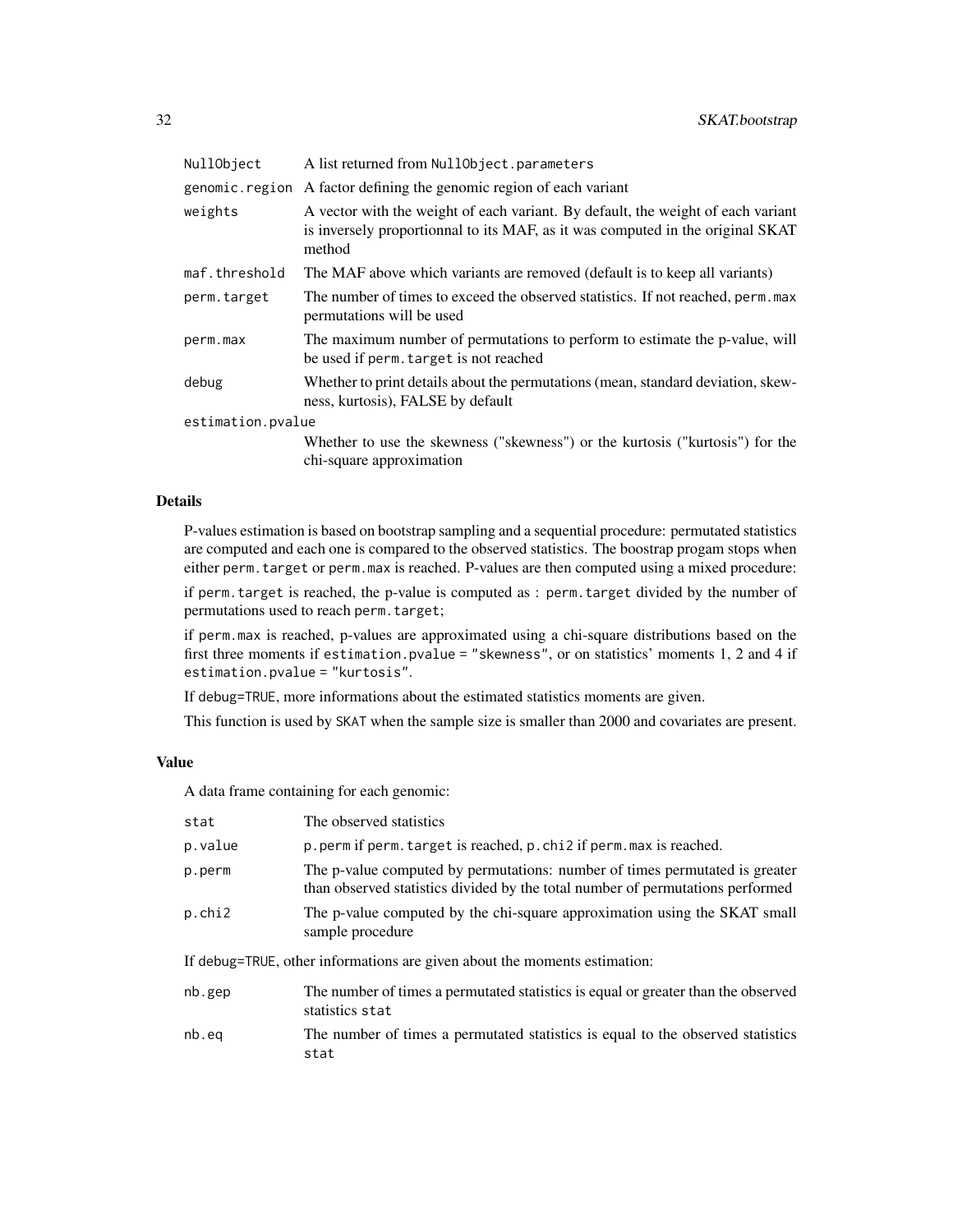| | |
|---|---|
| `NullObject` | A list returned from `NullObject.parameters` |
| `genomic.region` | A factor defining the genomic region of each variant |
| `weights` | A vector with the weight of each variant. By default, the weight of each variant is inversely proportionnal to its MAF, as it was computed in the original SKAT method |
| `maf.threshold` | The MAF above which variants are removed (default is to keep all variants) |
| `perm.target` | The number of times to exceed the observed statistics. If not reached, `perm.max` permutations will be used |
| `perm.max` | The maximum number of permutations to perform to estimate the p-value, will be used if `perm.target` is not reached |
| `debug` | Whether to print details about the permutations (mean, standard deviation, skewness, kurtosis), FALSE by default |
| `estimation.pvalue` | Whether to use the skewness ("skewness") or the kurtosis ("kurtosis") for the chi-square approximation |

### Details

P-values estimation is based on bootstrap sampling and a sequential procedure: permutated statistics are computed and each one is compared to the observed statistics. The boostrap progam stops when either `perm.target` or `perm.max` is reached. P-values are then computed using a mixed procedure:

if `perm.target` is reached, the p-value is computed as : `perm.target` divided by the number of permutations used to reach `perm.target`;

if `perm.max` is reached, p-values are approximated using a chi-square distributions based on the first three moments if `estimation.pvalue = "skewness"`, or on statistics' moments 1, 2 and 4 if `estimation.pvalue = "kurtosis"`.

If `debug=TRUE`, more informations about the estimated statistics moments are given.

This function is used by `SKAT` when the sample size is smaller than 2000 and covariates are present.

### Value

A data frame containing for each genomic:

| | |
|---|---|
| `stat` | The observed statistics |
| `p.value` | `p.perm` if `perm.target` is reached, `p.chi2` if `perm.max` is reached. |
| `p.perm` | The p-value computed by permutations: number of times permutated is greater than observed statistics divided by the total number of permutations performed |
| `p.chi2` | The p-value computed by the chi-square approximation using the SKAT small sample procedure |

If `debug=TRUE`, other informations are given about the moments estimation:

| | |
|---|---|
| `nb.gep` | The number of times a permutated statistics is equal or greater than the observed statistics `stat` |
| `nb.eq` | The number of times a permutated statistics is equal to the observed statistics `stat` |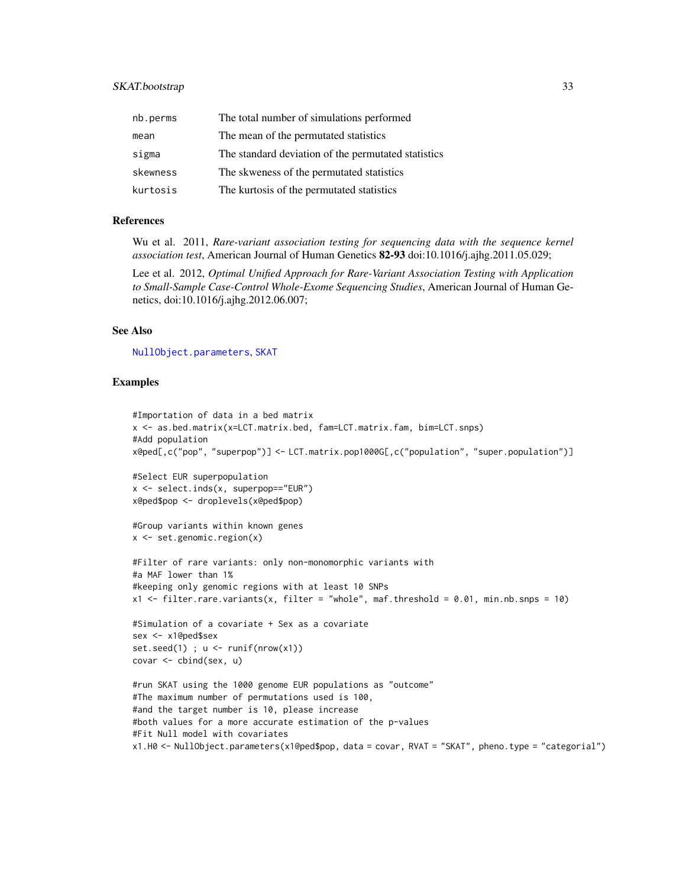| | |
|---|---|
| nb.perms | The total number of simulations performed |
| mean | The mean of the permutated statistics |
| sigma | The standard deviation of the permutated statistics |
| skewness | The skweness of the permutated statistics |
| kurtosis | The kurtosis of the permutated statistics |

### References

Wu et al. 2011, *Rare-variant association testing for sequencing data with the sequence kernel association test*, American Journal of Human Genetics **82-93** doi:10.1016/j.ajhg.2011.05.029;

Lee et al. 2012, *Optimal Unified Approach for Rare-Variant Association Testing with Application to Small-Sample Case-Control Whole-Exome Sequencing Studies*, American Journal of Human Genetics, doi:10.1016/j.ajhg.2012.06.007;

### See Also

NullObject.parameters, SKAT

### Examples

```
#Importation of data in a bed matrix
x <- as.bed.matrix(x=LCT.matrix.bed, fam=LCT.matrix.fam, bim=LCT.snps)
#Add population
x@ped[,c("pop", "superpop")] <- LCT.matrix.pop1000G[,c("population", "super.population")]

#Select EUR superpopulation
x <- select.inds(x, superpop=="EUR")
x@ped$pop <- droplevels(x@ped$pop)

#Group variants within known genes
x <- set.genomic.region(x)

#Filter of rare variants: only non-monomorphic variants with
#a MAF lower than 1%
#keeping only genomic regions with at least 10 SNPs
x1 <- filter.rare.variants(x, filter = "whole", maf.threshold = 0.01, min.nb.snps = 10)

#Simulation of a covariate + Sex as a covariate
sex <- x1@ped$sex
set.seed(1) ; u <- runif(nrow(x1))
covar <- cbind(sex, u)

#run SKAT using the 1000 genome EUR populations as "outcome"
#The maximum number of permutations used is 100,
#and the target number is 10, please increase
#both values for a more accurate estimation of the p-values
#Fit Null model with covariates
x1.H0 <- NullObject.parameters(x1@ped$pop, data = covar, RVAT = "SKAT", pheno.type = "categorial")
```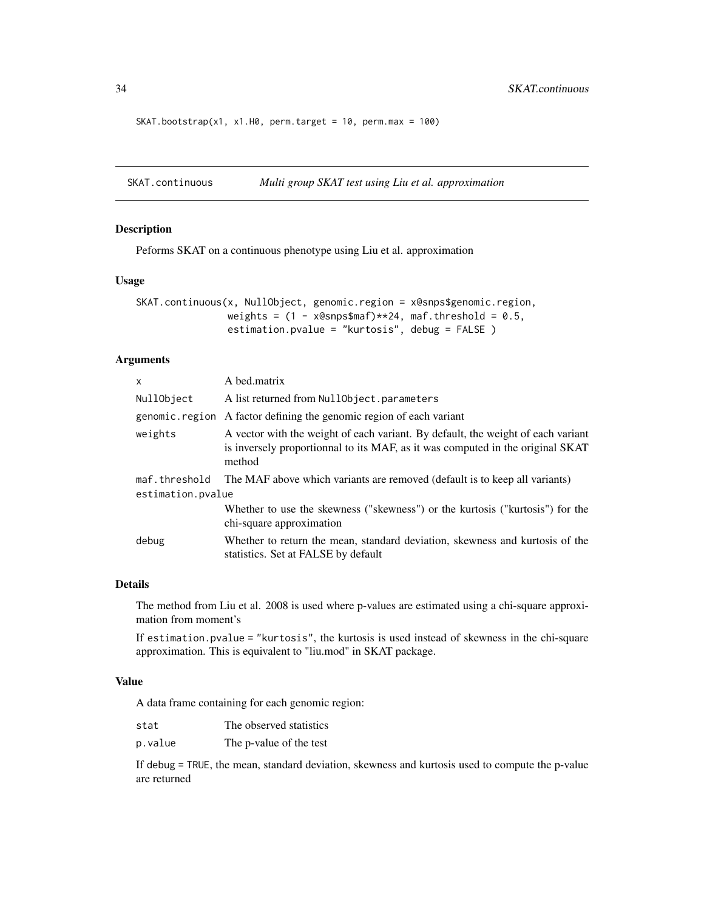```
SKAT.bootstrap(x1, x1.H0, perm.target = 10, perm.max = 100)
```

## SKAT.continuous — *Multi group SKAT test using Liu et al. approximation*

### Description

Peforms SKAT on a continuous phenotype using Liu et al. approximation

### Usage

```
SKAT.continuous(x, NullObject, genomic.region = x@snps$genomic.region,
                weights = (1 - x@snps$maf)**24, maf.threshold = 0.5,
                estimation.pvalue = "kurtosis", debug = FALSE )
```

### Arguments

| | |
|---|---|
| `x` | A bed.matrix |
| `NullObject` | A list returned from `NullObject.parameters` |
| `genomic.region` | A factor defining the genomic region of each variant |
| `weights` | A vector with the weight of each variant. By default, the weight of each variant is inversely proportionnal to its MAF, as it was computed in the original SKAT method |
| `maf.threshold` | The MAF above which variants are removed (default is to keep all variants) |
| `estimation.pvalue` | Whether to use the skewness ("skewness") or the kurtosis ("kurtosis") for the chi-square approximation |
| `debug` | Whether to return the mean, standard deviation, skewness and kurtosis of the statistics. Set at FALSE by default |

### Details

The method from Liu et al. 2008 is used where p-values are estimated using a chi-square approximation from moment's

If `estimation.pvalue = "kurtosis"`, the kurtosis is used instead of skewness in the chi-square approximation. This is equivalent to "liu.mod" in SKAT package.

### Value

A data frame containing for each genomic region:

| | |
|---|---|
| `stat` | The observed statistics |
| `p.value` | The p-value of the test |

If `debug = TRUE`, the mean, standard deviation, skewness and kurtosis used to compute the p-value are returned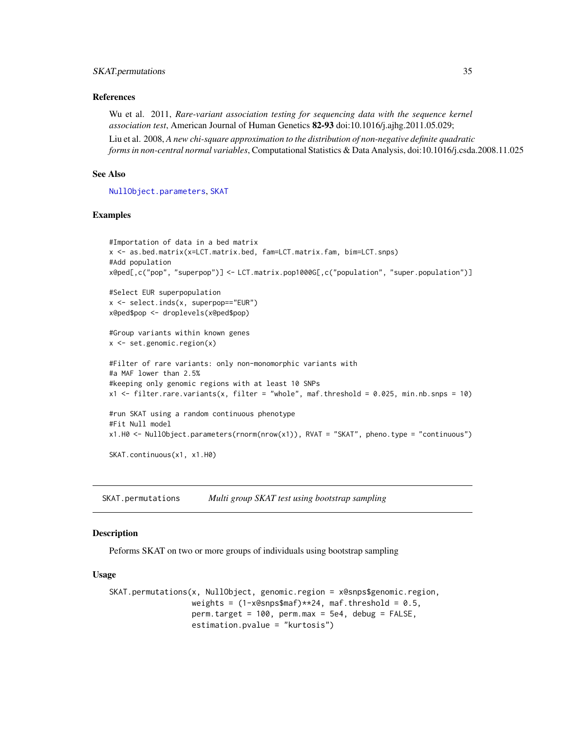### References

Wu et al. 2011, *Rare-variant association testing for sequencing data with the sequence kernel association test*, American Journal of Human Genetics **82-93** doi:10.1016/j.ajhg.2011.05.029;

Liu et al. 2008, *A new chi-square approximation to the distribution of non-negative definite quadratic forms in non-central normal variables*, Computational Statistics & Data Analysis, doi:10.1016/j.csda.2008.11.025

### See Also

NullObject.parameters, SKAT

### Examples

```
#Importation of data in a bed matrix
x <- as.bed.matrix(x=LCT.matrix.bed, fam=LCT.matrix.fam, bim=LCT.snps)
#Add population
x@ped[,c("pop", "superpop")] <- LCT.matrix.pop1000G[,c("population", "super.population")]

#Select EUR superpopulation
x <- select.inds(x, superpop=="EUR")
x@ped$pop <- droplevels(x@ped$pop)

#Group variants within known genes
x <- set.genomic.region(x)

#Filter of rare variants: only non-monomorphic variants with
#a MAF lower than 2.5%
#keeping only genomic regions with at least 10 SNPs
x1 <- filter.rare.variants(x, filter = "whole", maf.threshold = 0.025, min.nb.snps = 10)

#run SKAT using a random continuous phenotype
#Fit Null model
x1.H0 <- NullObject.parameters(rnorm(nrow(x1)), RVAT = "SKAT", pheno.type = "continuous")

SKAT.continuous(x1, x1.H0)
```

---

## SKAT.permutations &nbsp;&nbsp;&nbsp; *Multi group SKAT test using bootstrap sampling*

---

### Description

Peforms SKAT on two or more groups of individuals using bootstrap sampling

### Usage

```
SKAT.permutations(x, NullObject, genomic.region = x@snps$genomic.region,
                  weights = (1-x@snps$maf)**24, maf.threshold = 0.5,
                  perm.target = 100, perm.max = 5e4, debug = FALSE,
                  estimation.pvalue = "kurtosis")
```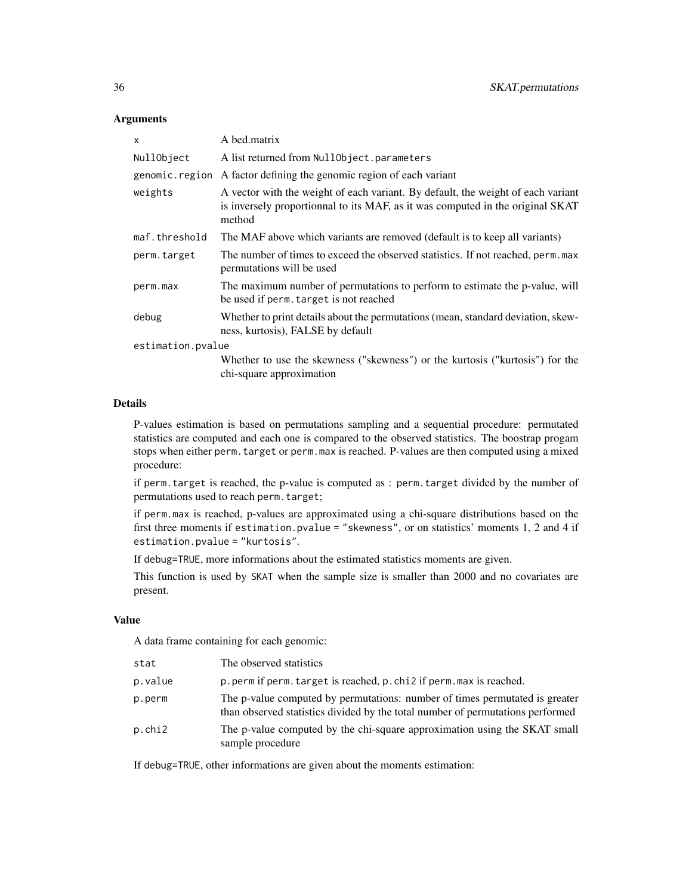### Arguments

| | |
|---|---|
| `x` | A bed.matrix |
| `NullObject` | A list returned from `NullObject.parameters` |
| `genomic.region` | A factor defining the genomic region of each variant |
| `weights` | A vector with the weight of each variant. By default, the weight of each variant is inversely proportionnal to its MAF, as it was computed in the original SKAT method |
| `maf.threshold` | The MAF above which variants are removed (default is to keep all variants) |
| `perm.target` | The number of times to exceed the observed statistics. If not reached, `perm.max` permutations will be used |
| `perm.max` | The maximum number of permutations to perform to estimate the p-value, will be used if `perm.target` is not reached |
| `debug` | Whether to print details about the permutations (mean, standard deviation, skewness, kurtosis), FALSE by default |
| `estimation.pvalue` | Whether to use the skewness ("skewness") or the kurtosis ("kurtosis") for the chi-square approximation |

### Details

P-values estimation is based on permutations sampling and a sequential procedure: permutated statistics are computed and each one is compared to the observed statistics. The boostrap progam stops when either `perm.target` or `perm.max` is reached. P-values are then computed using a mixed procedure:

if `perm.target` is reached, the p-value is computed as : `perm.target` divided by the number of permutations used to reach `perm.target`;

if `perm.max` is reached, p-values are approximated using a chi-square distributions based on the first three moments if `estimation.pvalue = "skewness"`, or on statistics' moments 1, 2 and 4 if `estimation.pvalue = "kurtosis"`.

If `debug=TRUE`, more informations about the estimated statistics moments are given.

This function is used by `SKAT` when the sample size is smaller than 2000 and no covariates are present.

### Value

A data frame containing for each genomic:

| | |
|---|---|
| `stat` | The observed statistics |
| `p.value` | `p.perm` if `perm.target` is reached, `p.chi2` if `perm.max` is reached. |
| `p.perm` | The p-value computed by permutations: number of times permutated is greater than observed statistics divided by the total number of permutations performed |
| `p.chi2` | The p-value computed by the chi-square approximation using the SKAT small sample procedure |

If `debug=TRUE`, other informations are given about the moments estimation: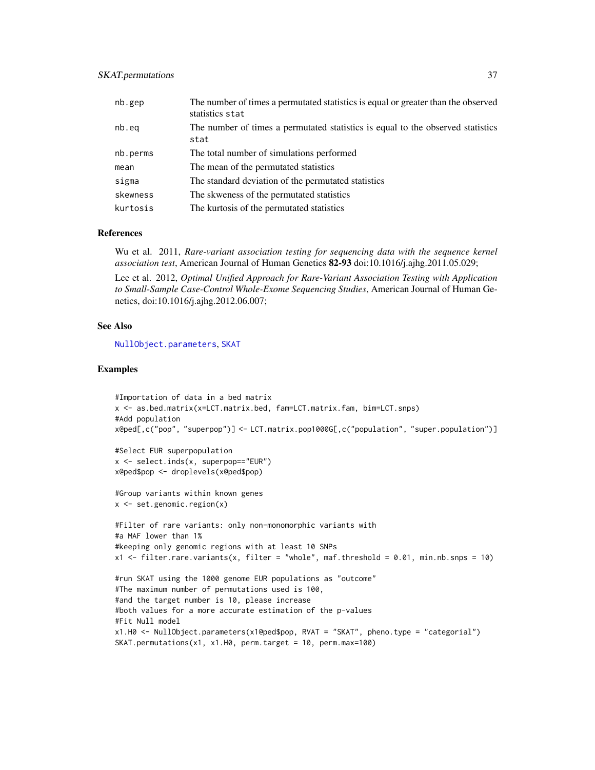| | |
|---|---|
| nb.gep | The number of times a permutated statistics is equal or greater than the observed statistics stat |
| nb.eq | The number of times a permutated statistics is equal to the observed statistics stat |
| nb.perms | The total number of simulations performed |
| mean | The mean of the permutated statistics |
| sigma | The standard deviation of the permutated statistics |
| skewness | The skweness of the permutated statistics |
| kurtosis | The kurtosis of the permutated statistics |

## References

Wu et al. 2011, *Rare-variant association testing for sequencing data with the sequence kernel association test*, American Journal of Human Genetics **82-93** doi:10.1016/j.ajhg.2011.05.029;

Lee et al. 2012, *Optimal Unified Approach for Rare-Variant Association Testing with Application to Small-Sample Case-Control Whole-Exome Sequencing Studies*, American Journal of Human Genetics, doi:10.1016/j.ajhg.2012.06.007;

## See Also

NullObject.parameters, SKAT

## Examples

```
#Importation of data in a bed matrix
x <- as.bed.matrix(x=LCT.matrix.bed, fam=LCT.matrix.fam, bim=LCT.snps)
#Add population
x@ped[,c("pop", "superpop")] <- LCT.matrix.pop1000G[,c("population", "super.population")]

#Select EUR superpopulation
x <- select.inds(x, superpop=="EUR")
x@ped$pop <- droplevels(x@ped$pop)

#Group variants within known genes
x <- set.genomic.region(x)

#Filter of rare variants: only non-monomorphic variants with
#a MAF lower than 1%
#keeping only genomic regions with at least 10 SNPs
x1 <- filter.rare.variants(x, filter = "whole", maf.threshold = 0.01, min.nb.snps = 10)

#run SKAT using the 1000 genome EUR populations as "outcome"
#The maximum number of permutations used is 100,
#and the target number is 10, please increase
#both values for a more accurate estimation of the p-values
#Fit Null model
x1.H0 <- NullObject.parameters(x1@ped$pop, RVAT = "SKAT", pheno.type = "categorial")
SKAT.permutations(x1, x1.H0, perm.target = 10, perm.max=100)
```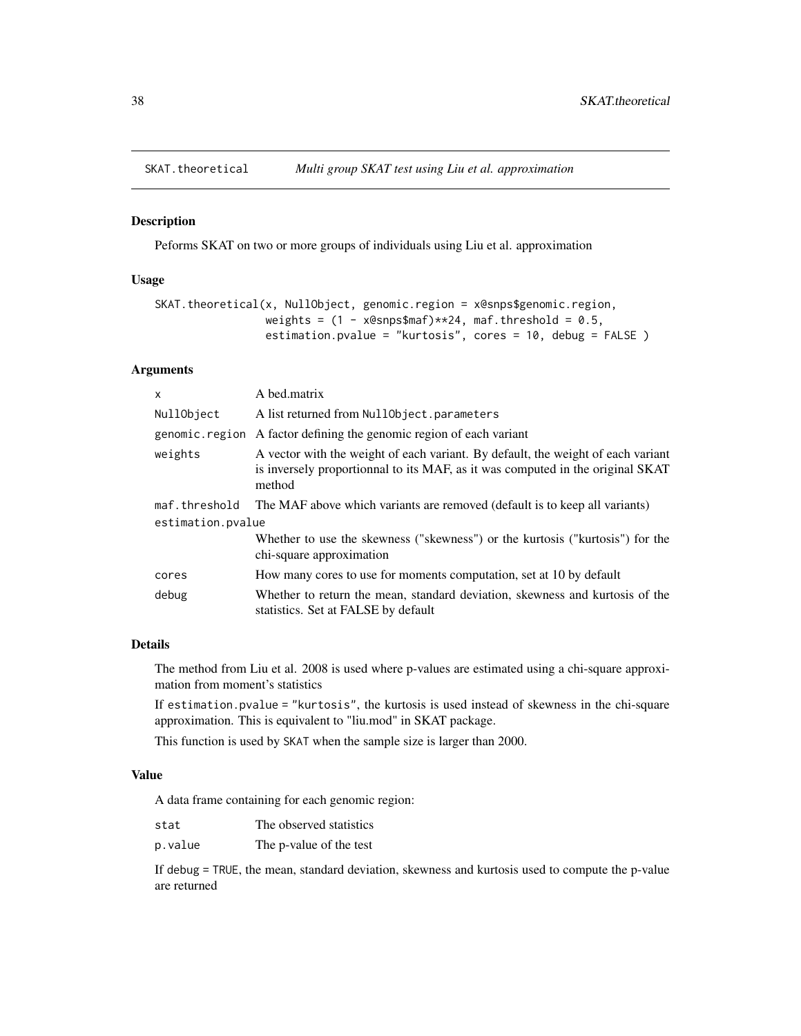SKAT.theoretical    *Multi group SKAT test using Liu et al. approximation*

## Description

Peforms SKAT on two or more groups of individuals using Liu et al. approximation

## Usage

```
SKAT.theoretical(x, NullObject, genomic.region = x@snps$genomic.region,
                 weights = (1 - x@snps$maf)**24, maf.threshold = 0.5,
                 estimation.pvalue = "kurtosis", cores = 10, debug = FALSE )
```

## Arguments

| | |
|---|---|
| x | A bed.matrix |
| NullObject | A list returned from NullObject.parameters |
| genomic.region | A factor defining the genomic region of each variant |
| weights | A vector with the weight of each variant. By default, the weight of each variant is inversely proportionnal to its MAF, as it was computed in the original SKAT method |
| maf.threshold | The MAF above which variants are removed (default is to keep all variants) |
| estimation.pvalue | Whether to use the skewness ("skewness") or the kurtosis ("kurtosis") for the chi-square approximation |
| cores | How many cores to use for moments computation, set at 10 by default |
| debug | Whether to return the mean, standard deviation, skewness and kurtosis of the statistics. Set at FALSE by default |

## Details

The method from Liu et al. 2008 is used where p-values are estimated using a chi-square approximation from moment's statistics

If estimation.pvalue = "kurtosis", the kurtosis is used instead of skewness in the chi-square approximation. This is equivalent to "liu.mod" in SKAT package.

This function is used by SKAT when the sample size is larger than 2000.

## Value

A data frame containing for each genomic region:

| | |
|---|---|
| stat | The observed statistics |
| p.value | The p-value of the test |

If debug = TRUE, the mean, standard deviation, skewness and kurtosis used to compute the p-value are returned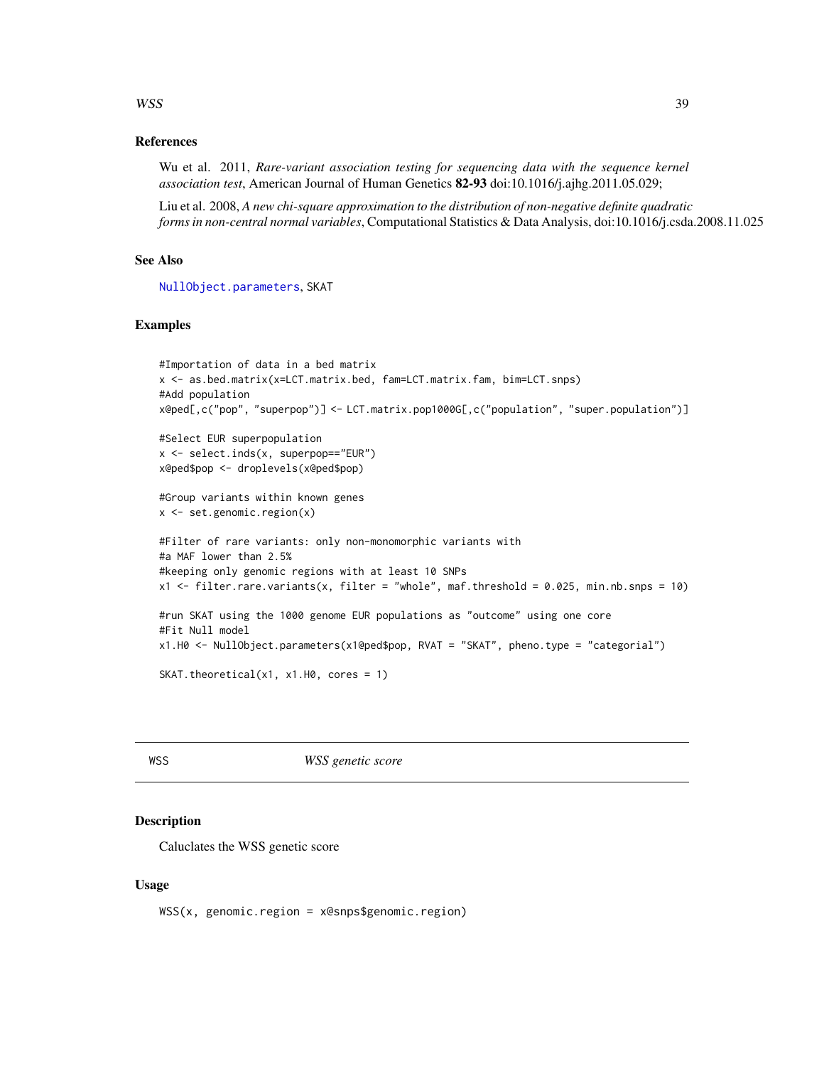### References

Wu et al. 2011, *Rare-variant association testing for sequencing data with the sequence kernel association test*, American Journal of Human Genetics **82-93** doi:10.1016/j.ajhg.2011.05.029;

Liu et al. 2008, *A new chi-square approximation to the distribution of non-negative definite quadratic forms in non-central normal variables*, Computational Statistics & Data Analysis, doi:10.1016/j.csda.2008.11.025

### See Also

NullObject.parameters, SKAT

### Examples

```
#Importation of data in a bed matrix
x <- as.bed.matrix(x=LCT.matrix.bed, fam=LCT.matrix.fam, bim=LCT.snps)
#Add population
x@ped[,c("pop", "superpop")] <- LCT.matrix.pop1000G[,c("population", "super.population")]

#Select EUR superpopulation
x <- select.inds(x, superpop=="EUR")
x@ped$pop <- droplevels(x@ped$pop)

#Group variants within known genes
x <- set.genomic.region(x)

#Filter of rare variants: only non-monomorphic variants with
#a MAF lower than 2.5%
#keeping only genomic regions with at least 10 SNPs
x1 <- filter.rare.variants(x, filter = "whole", maf.threshold = 0.025, min.nb.snps = 10)

#run SKAT using the 1000 genome EUR populations as "outcome" using one core
#Fit Null model
x1.H0 <- NullObject.parameters(x1@ped$pop, RVAT = "SKAT", pheno.type = "categorial")

SKAT.theoretical(x1, x1.H0, cores = 1)
```

---

## WSS *WSS genetic score*

### Description

Caluclates the WSS genetic score

### Usage

```
WSS(x, genomic.region = x@snps$genomic.region)
```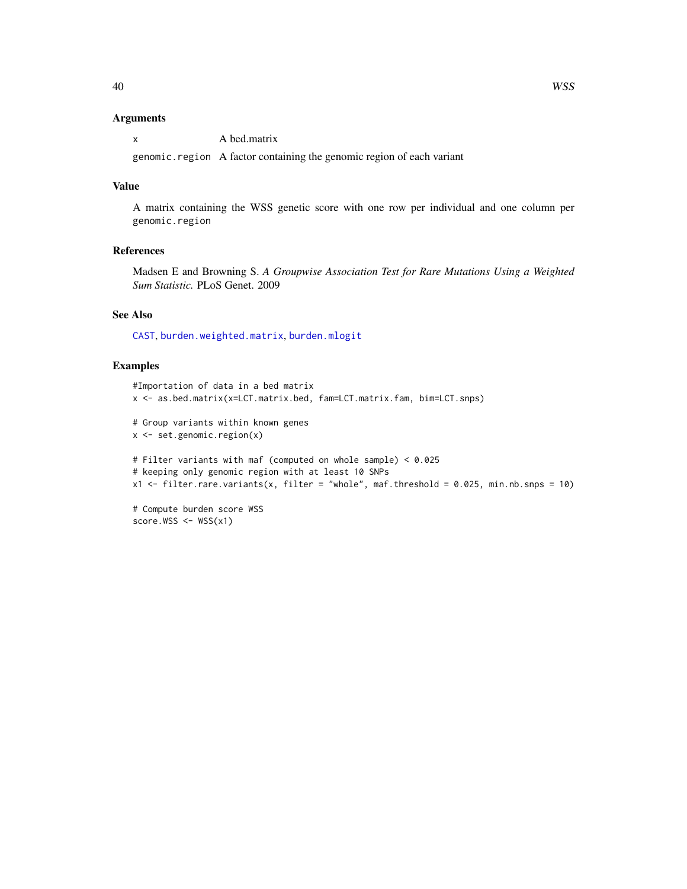## Arguments

x A bed.matrix

genomic.region A factor containing the genomic region of each variant

## Value

A matrix containing the WSS genetic score with one row per individual and one column per genomic.region

## References

Madsen E and Browning S. *A Groupwise Association Test for Rare Mutations Using a Weighted Sum Statistic.* PLoS Genet. 2009

## See Also

CAST, burden.weighted.matrix, burden.mlogit

## Examples

```
#Importation of data in a bed matrix
x <- as.bed.matrix(x=LCT.matrix.bed, fam=LCT.matrix.fam, bim=LCT.snps)

# Group variants within known genes
x <- set.genomic.region(x)

# Filter variants with maf (computed on whole sample) < 0.025
# keeping only genomic region with at least 10 SNPs
x1 <- filter.rare.variants(x, filter = "whole", maf.threshold = 0.025, min.nb.snps = 10)

# Compute burden score WSS
score.WSS <- WSS(x1)
```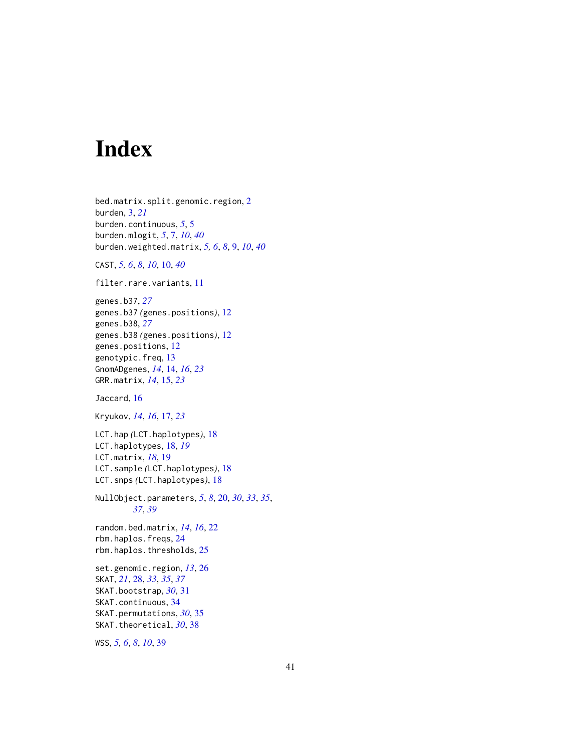# Index

bed.matrix.split.genomic.region, 2
burden, 3, *21*
burden.continuous, *5*, 5
burden.mlogit, *5*, 7, *10*, *40*
burden.weighted.matrix, *5, 6*, *8*, 9, *10*, *40*

CAST, *5, 6*, *8*, *10*, 10, *40*

filter.rare.variants, 11

genes.b37, *27*
genes.b37 *(*genes.positions*)*, 12
genes.b38, *27*
genes.b38 *(*genes.positions*)*, 12
genes.positions, 12
genotypic.freq, 13
GnomADgenes, *14*, 14, *16*, *23*
GRR.matrix, *14*, 15, *23*

Jaccard, 16

Kryukov, *14*, *16*, 17, *23*

LCT.hap *(*LCT.haplotypes*)*, 18
LCT.haplotypes, 18, *19*
LCT.matrix, *18*, 19
LCT.sample *(*LCT.haplotypes*)*, 18
LCT.snps *(*LCT.haplotypes*)*, 18

NullObject.parameters, *5*, *8*, 20, *30*, *33*, *35*, *37*, *39*

random.bed.matrix, *14*, *16*, 22
rbm.haplos.freqs, 24
rbm.haplos.thresholds, 25

set.genomic.region, *13*, 26
SKAT, *21*, 28, *33*, *35*, *37*
SKAT.bootstrap, *30*, 31
SKAT.continuous, 34
SKAT.permutations, *30*, 35
SKAT.theoretical, *30*, 38

WSS, *5, 6*, *8*, *10*, 39